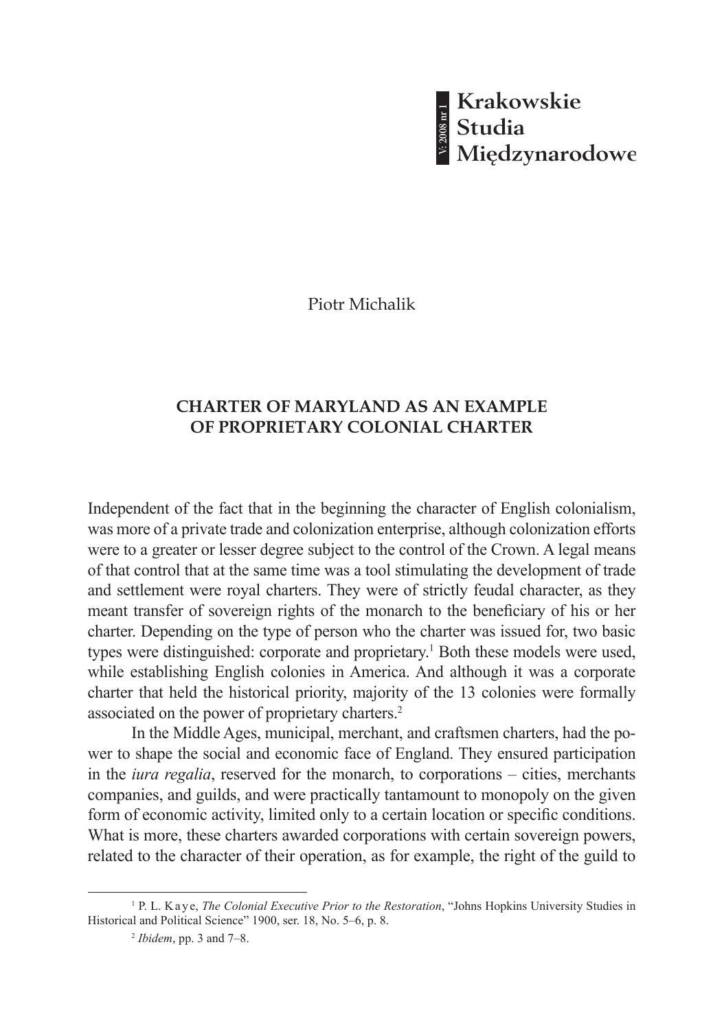Piotr Michalik

## CHARTER OF MARYLAND AS AN EXAMPLE OF PROPRIETARY COLONIAL CHARTER

Independent of the fact that in the beginning the character of English colonialism, was more of a private trade and colonization enterprise, although colonization efforts were to a greater or lesser degree subject to the control of the Crown. A legal means of that control that at the same time was a tool stimulating the development of trade and settlement were royal charters. They were of strictly feudal character, as they meant transfer of sovereign rights of the monarch to the beneficiary of his or her charter. Depending on the type of person who the charter was issued for, two basic types were distinguished: corporate and proprietary.[1] Both these models were used, while establishing English colonies in America. And although it was a corporate charter that held the historical priority, majority of the 13 colonies were formally associated on the power of proprietary charters.[2]

In the Middle Ages, municipal, merchant, and craftsmen charters, had the power to shape the social and economic face of England. They ensured participation in the *iura regalia*, reserved for the monarch, to corporations – cities, merchants companies, and guilds, and were practically tantamount to monopoly on the given form of economic activity, limited only to a certain location or specific conditions. What is more, these charters awarded corporations with certain sovereign powers, related to the character of their operation, as for example, the right of the guild to

---

[1] P. L. Kaye, *The Colonial Executive Prior to the Restoration*, "Johns Hopkins University Studies in Historical and Political Science" 1900, ser. 18, No. 5–6, p. 8.

[2] *Ibidem*, pp. 3 and 7–8.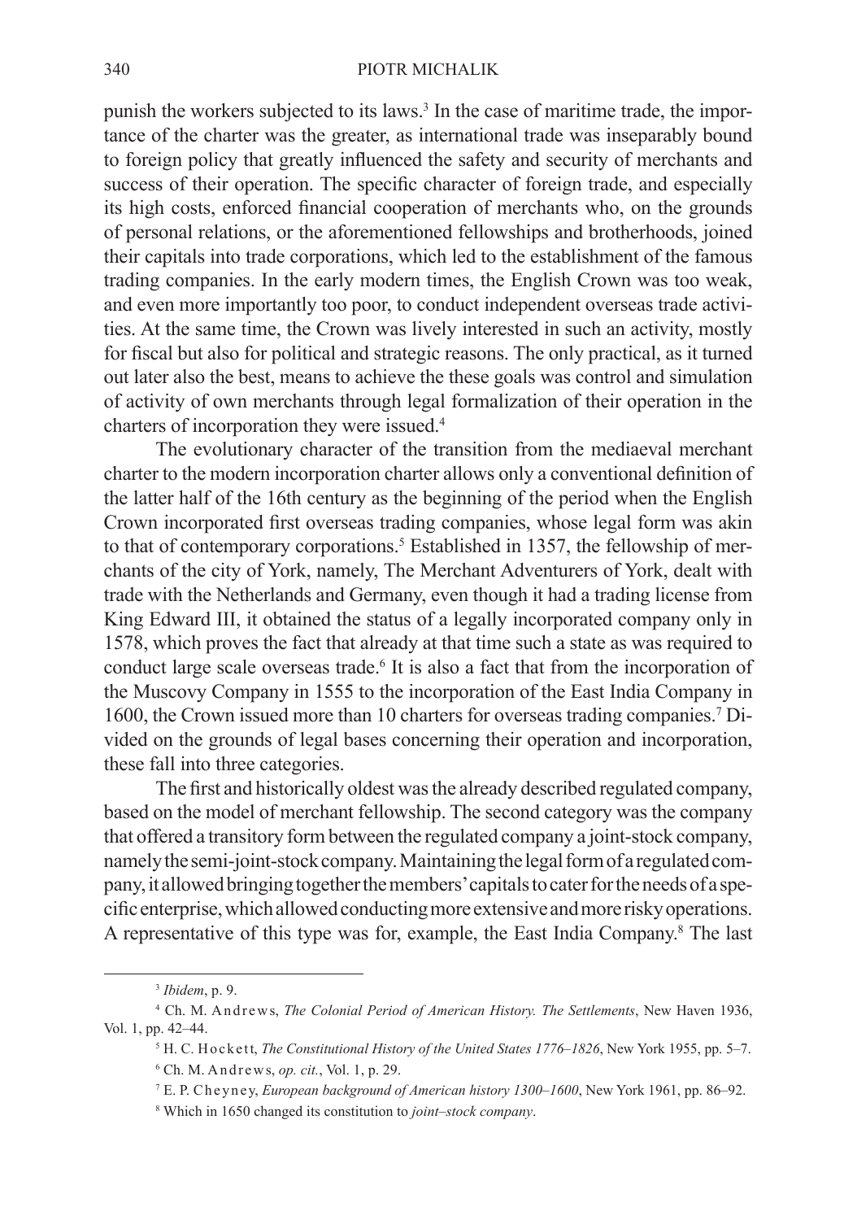punish the workers subjected to its laws.[3] In the case of maritime trade, the importance of the charter was the greater, as international trade was inseparably bound to foreign policy that greatly influenced the safety and security of merchants and success of their operation. The specific character of foreign trade, and especially its high costs, enforced financial cooperation of merchants who, on the grounds of personal relations, or the aforementioned fellowships and brotherhoods, joined their capitals into trade corporations, which led to the establishment of the famous trading companies. In the early modern times, the English Crown was too weak, and even more importantly too poor, to conduct independent overseas trade activities. At the same time, the Crown was lively interested in such an activity, mostly for fiscal but also for political and strategic reasons. The only practical, as it turned out later also the best, means to achieve the these goals was control and simulation of activity of own merchants through legal formalization of their operation in the charters of incorporation they were issued.[4]

The evolutionary character of the transition from the mediaeval merchant charter to the modern incorporation charter allows only a conventional definition of the latter half of the 16th century as the beginning of the period when the English Crown incorporated first overseas trading companies, whose legal form was akin to that of contemporary corporations.[5] Established in 1357, the fellowship of merchants of the city of York, namely, The Merchant Adventurers of York, dealt with trade with the Netherlands and Germany, even though it had a trading license from King Edward III, it obtained the status of a legally incorporated company only in 1578, which proves the fact that already at that time such a state as was required to conduct large scale overseas trade.[6] It is also a fact that from the incorporation of the Muscovy Company in 1555 to the incorporation of the East India Company in 1600, the Crown issued more than 10 charters for overseas trading companies.[7] Divided on the grounds of legal bases concerning their operation and incorporation, these fall into three categories.

The first and historically oldest was the already described regulated company, based on the model of merchant fellowship. The second category was the company that offered a transitory form between the regulated company a joint-stock company, namely the semi-joint-stock company. Maintaining the legal form of a regulated company, it allowed bringing together the members' capitals to cater for the needs of a specific enterprise, which allowed conducting more extensive and more risky operations. A representative of this type was for, example, the East India Company.[8] The last

---

[3] *Ibidem*, p. 9.

[4] Ch. M. Andrews, *The Colonial Period of American History. The Settlements*, New Haven 1936, Vol. 1, pp. 42–44.

[5] H. C. Hockett, *The Constitutional History of the United States 1776–1826*, New York 1955, pp. 5–7.

[6] Ch. M. Andrews, *op. cit.*, Vol. 1, p. 29.

[7] E. P. Cheyney, *European background of American history 1300–1600*, New York 1961, pp. 86–92.

[8] Which in 1650 changed its constitution to *joint–stock company*.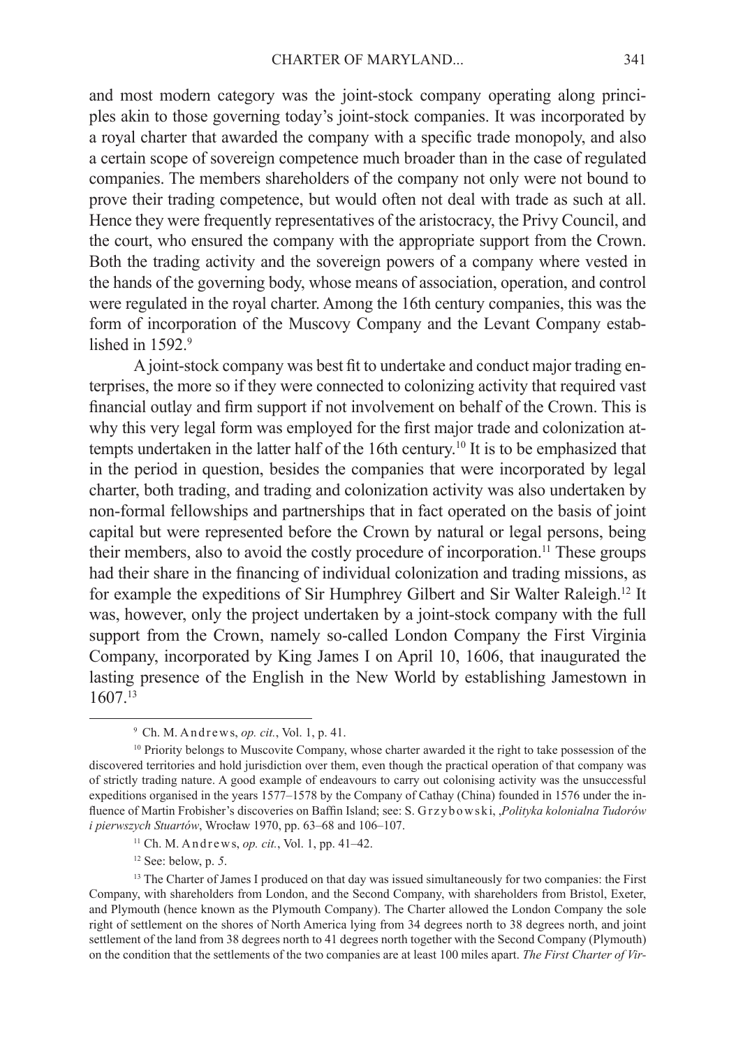and most modern category was the joint-stock company operating along principles akin to those governing today's joint-stock companies. It was incorporated by a royal charter that awarded the company with a specific trade monopoly, and also a certain scope of sovereign competence much broader than in the case of regulated companies. The members shareholders of the company not only were not bound to prove their trading competence, but would often not deal with trade as such at all. Hence they were frequently representatives of the aristocracy, the Privy Council, and the court, who ensured the company with the appropriate support from the Crown. Both the trading activity and the sovereign powers of a company where vested in the hands of the governing body, whose means of association, operation, and control were regulated in the royal charter. Among the 16th century companies, this was the form of incorporation of the Muscovy Company and the Levant Company established in 1592.[9]

A joint-stock company was best fit to undertake and conduct major trading enterprises, the more so if they were connected to colonizing activity that required vast financial outlay and firm support if not involvement on behalf of the Crown. This is why this very legal form was employed for the first major trade and colonization attempts undertaken in the latter half of the 16th century.[10] It is to be emphasized that in the period in question, besides the companies that were incorporated by legal charter, both trading, and trading and colonization activity was also undertaken by non-formal fellowships and partnerships that in fact operated on the basis of joint capital but were represented before the Crown by natural or legal persons, being their members, also to avoid the costly procedure of incorporation.[11] These groups had their share in the financing of individual colonization and trading missions, as for example the expeditions of Sir Humphrey Gilbert and Sir Walter Raleigh.[12] It was, however, only the project undertaken by a joint-stock company with the full support from the Crown, namely so-called London Company the First Virginia Company, incorporated by King James I on April 10, 1606, that inaugurated the lasting presence of the English in the New World by establishing Jamestown in 1607.[13]

---

[9] Ch. M. Andrews, *op. cit.*, Vol. 1, p. 41.

[10] Priority belongs to Muscovite Company, whose charter awarded it the right to take possession of the discovered territories and hold jurisdiction over them, even though the practical operation of that company was of strictly trading nature. A good example of endeavours to carry out colonising activity was the unsuccessful expeditions organised in the years 1577–1578 by the Company of Cathay (China) founded in 1576 under the influence of Martin Frobisher's discoveries on Baffin Island; see: S. Grzybowski, *‚Polityka kolonialna Tudorów i pierwszych Stuartów*, Wrocław 1970, pp. 63–68 and 106–107.

[11] Ch. M. Andrews, *op. cit.*, Vol. 1, pp. 41–42.

[12] See: below, p. *5*.

[13] The Charter of James I produced on that day was issued simultaneously for two companies: the First Company, with shareholders from London, and the Second Company, with shareholders from Bristol, Exeter, and Plymouth (hence known as the Plymouth Company). The Charter allowed the London Company the sole right of settlement on the shores of North America lying from 34 degrees north to 38 degrees north, and joint settlement of the land from 38 degrees north to 41 degrees north together with the Second Company (Plymouth) on the condition that the settlements of the two companies are at least 100 miles apart. *The First Charter of Vir-*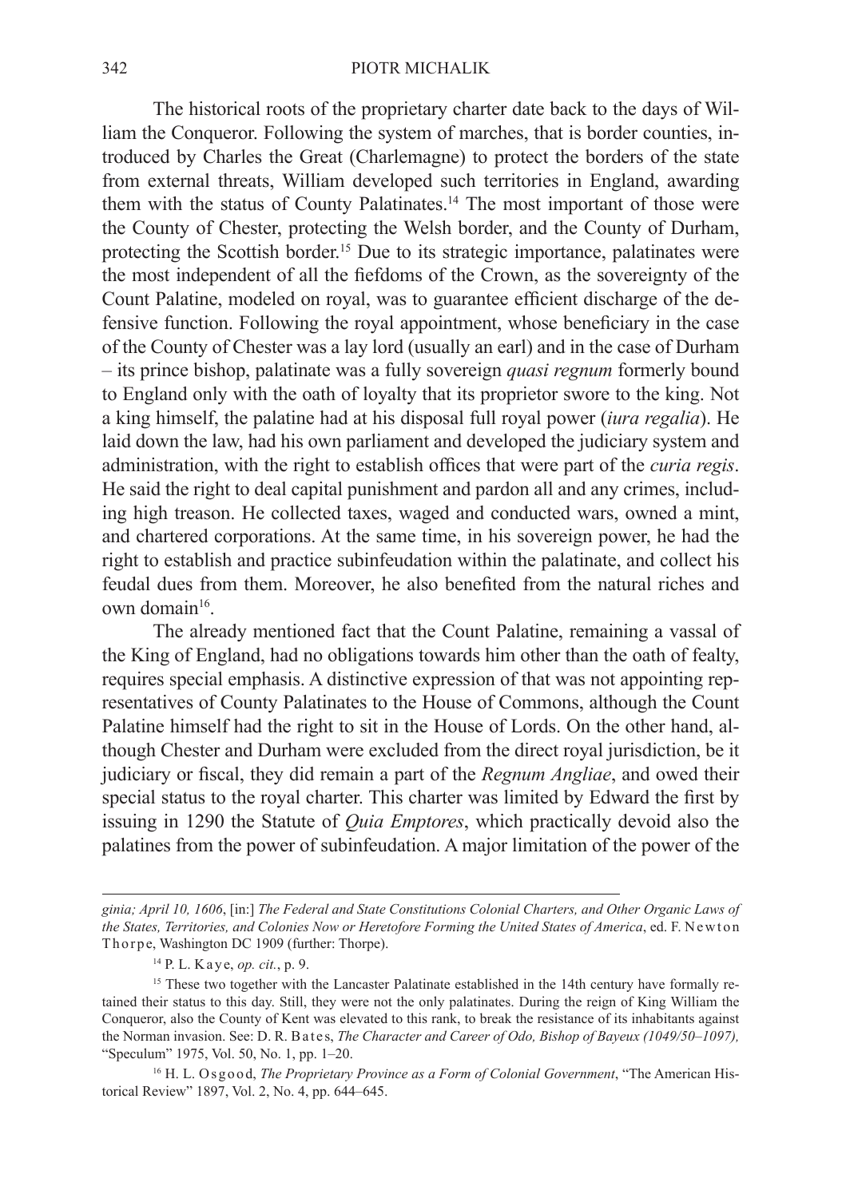The historical roots of the proprietary charter date back to the days of William the Conqueror. Following the system of marches, that is border counties, introduced by Charles the Great (Charlemagne) to protect the borders of the state from external threats, William developed such territories in England, awarding them with the status of County Palatinates.[14] The most important of those were the County of Chester, protecting the Welsh border, and the County of Durham, protecting the Scottish border.[15] Due to its strategic importance, palatinates were the most independent of all the fiefdoms of the Crown, as the sovereignty of the Count Palatine, modeled on royal, was to guarantee efficient discharge of the defensive function. Following the royal appointment, whose beneficiary in the case of the County of Chester was a lay lord (usually an earl) and in the case of Durham – its prince bishop, palatinate was a fully sovereign *quasi regnum* formerly bound to England only with the oath of loyalty that its proprietor swore to the king. Not a king himself, the palatine had at his disposal full royal power (*iura regalia*). He laid down the law, had his own parliament and developed the judiciary system and administration, with the right to establish offices that were part of the *curia regis*. He said the right to deal capital punishment and pardon all and any crimes, including high treason. He collected taxes, waged and conducted wars, owned a mint, and chartered corporations. At the same time, in his sovereign power, he had the right to establish and practice subinfeudation within the palatinate, and collect his feudal dues from them. Moreover, he also benefited from the natural riches and own domain[16].

The already mentioned fact that the Count Palatine, remaining a vassal of the King of England, had no obligations towards him other than the oath of fealty, requires special emphasis. A distinctive expression of that was not appointing representatives of County Palatinates to the House of Commons, although the Count Palatine himself had the right to sit in the House of Lords. On the other hand, although Chester and Durham were excluded from the direct royal jurisdiction, be it judiciary or fiscal, they did remain a part of the *Regnum Angliae*, and owed their special status to the royal charter. This charter was limited by Edward the first by issuing in 1290 the Statute of *Quia Emptores*, which practically devoid also the palatines from the power of subinfeudation. A major limitation of the power of the

---

*ginia; April 10, 1606*, [in:] *The Federal and State Constitutions Colonial Charters, and Other Organic Laws of the States, Territories, and Colonies Now or Heretofore Forming the United States of America*, ed. F. Newton Thorpe, Washington DC 1909 (further: Thorpe).

[14] P. L. Kaye, *op. cit.*, p. 9.

[15] These two together with the Lancaster Palatinate established in the 14th century have formally retained their status to this day. Still, they were not the only palatinates. During the reign of King William the Conqueror, also the County of Kent was elevated to this rank, to break the resistance of its inhabitants against the Norman invasion. See: D. R. Bates, *The Character and Career of Odo, Bishop of Bayeux (1049/50–1097),* "Speculum" 1975, Vol. 50, No. 1, pp. 1–20.

[16] H. L. Osgood, *The Proprietary Province as a Form of Colonial Government*, "The American Historical Review" 1897, Vol. 2, No. 4, pp. 644–645.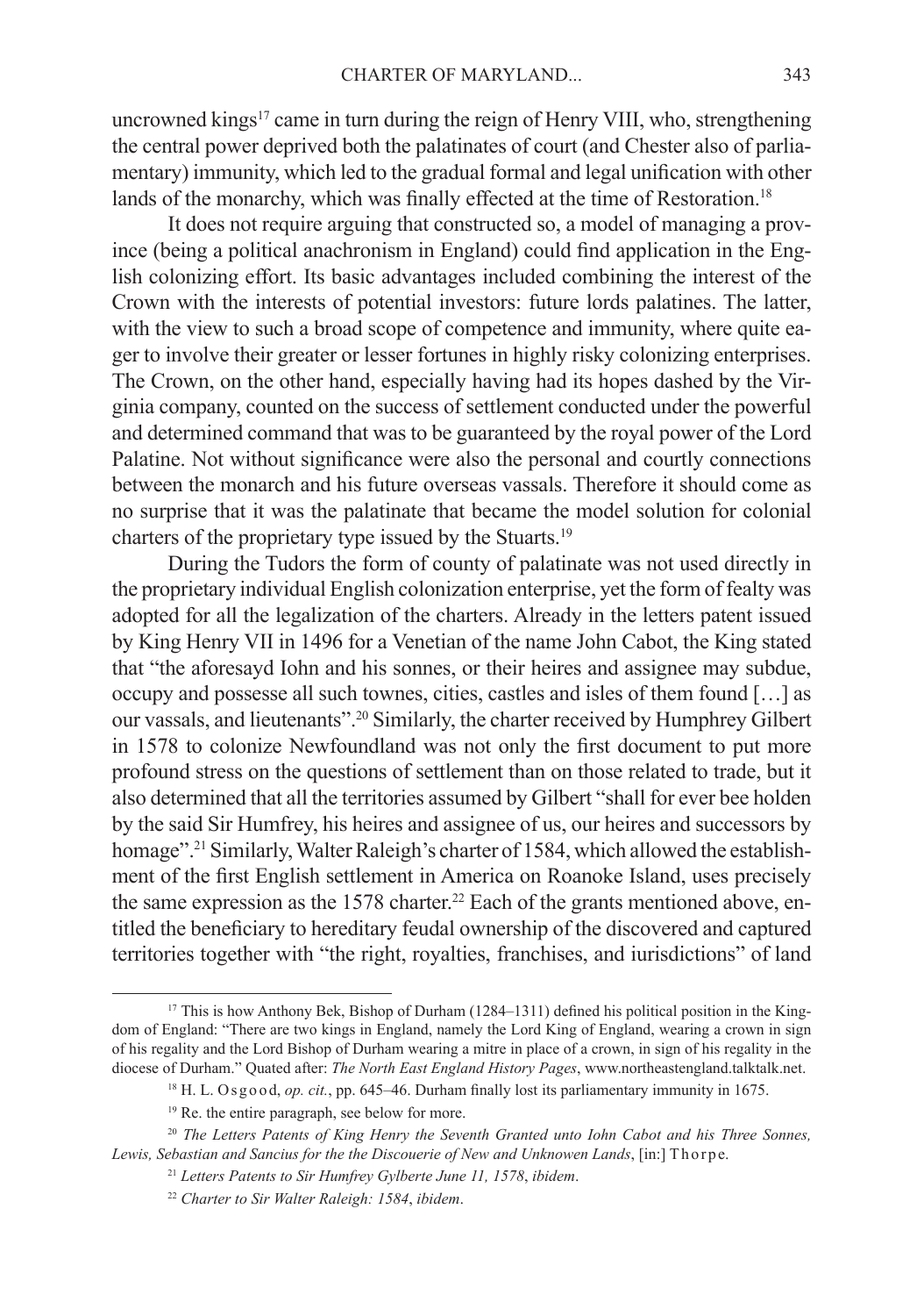uncrowned kings[17] came in turn during the reign of Henry VIII, who, strengthening the central power deprived both the palatinates of court (and Chester also of parliamentary) immunity, which led to the gradual formal and legal unification with other lands of the monarchy, which was finally effected at the time of Restoration.[18]

It does not require arguing that constructed so, a model of managing a province (being a political anachronism in England) could find application in the English colonizing effort. Its basic advantages included combining the interest of the Crown with the interests of potential investors: future lords palatines. The latter, with the view to such a broad scope of competence and immunity, where quite eager to involve their greater or lesser fortunes in highly risky colonizing enterprises. The Crown, on the other hand, especially having had its hopes dashed by the Virginia company, counted on the success of settlement conducted under the powerful and determined command that was to be guaranteed by the royal power of the Lord Palatine. Not without significance were also the personal and courtly connections between the monarch and his future overseas vassals. Therefore it should come as no surprise that it was the palatinate that became the model solution for colonial charters of the proprietary type issued by the Stuarts.[19]

During the Tudors the form of county of palatinate was not used directly in the proprietary individual English colonization enterprise, yet the form of fealty was adopted for all the legalization of the charters. Already in the letters patent issued by King Henry VII in 1496 for a Venetian of the name John Cabot, the King stated that "the aforesayd Iohn and his sonnes, or their heires and assignee may subdue, occupy and possesse all such townes, cities, castles and isles of them found […] as our vassals, and lieutenants".[20] Similarly, the charter received by Humphrey Gilbert in 1578 to colonize Newfoundland was not only the first document to put more profound stress on the questions of settlement than on those related to trade, but it also determined that all the territories assumed by Gilbert "shall for ever bee holden by the said Sir Humfrey, his heires and assignee of us, our heires and successors by homage".[21] Similarly, Walter Raleigh's charter of 1584, which allowed the establishment of the first English settlement in America on Roanoke Island, uses precisely the same expression as the 1578 charter.[22] Each of the grants mentioned above, entitled the beneficiary to hereditary feudal ownership of the discovered and captured territories together with "the right, royalties, franchises, and iurisdictions" of land

---

[17] This is how Anthony Bek, Bishop of Durham (1284–1311) defined his political position in the Kingdom of England: "There are two kings in England, namely the Lord King of England, wearing a crown in sign of his regality and the Lord Bishop of Durham wearing a mitre in place of a crown, in sign of his regality in the diocese of Durham." Quated after: *The North East England History Pages*, www.northeastengland.talktalk.net.

[18] H. L. Osgood, *op. cit.*, pp. 645–46. Durham finally lost its parliamentary immunity in 1675.

[19] Re. the entire paragraph, see below for more.

[20] *The Letters Patents of King Henry the Seventh Granted unto Iohn Cabot and his Three Sonnes, Lewis, Sebastian and Sancius for the the Discouerie of New and Unknowen Lands*, [in:] Thorpe.

[21] *Letters Patents to Sir Humfrey Gylberte June 11, 1578*, *ibidem*.

[22] *Charter to Sir Walter Raleigh: 1584*, *ibidem*.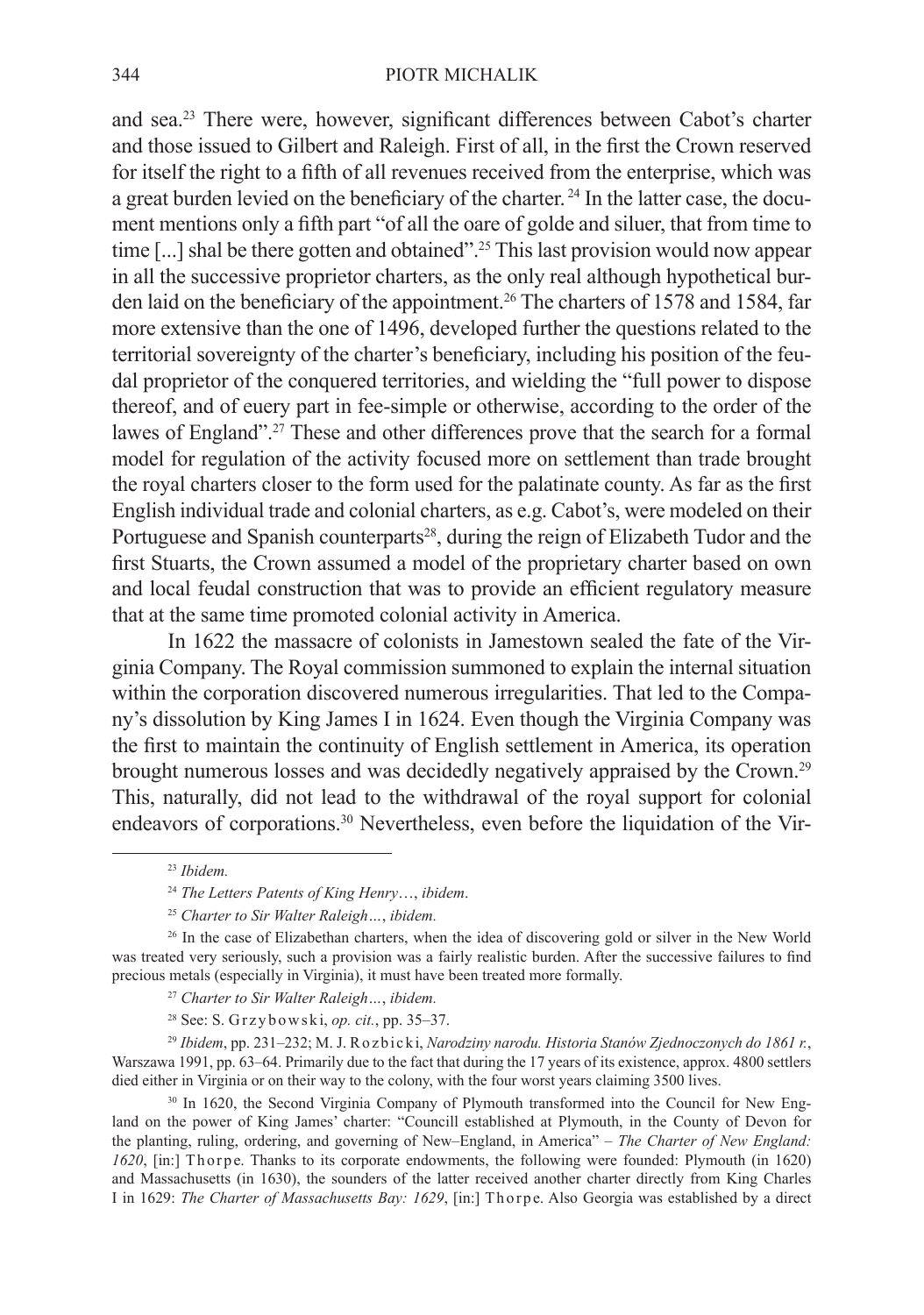and sea.[23] There were, however, significant differences between Cabot's charter and those issued to Gilbert and Raleigh. First of all, in the first the Crown reserved for itself the right to a fifth of all revenues received from the enterprise, which was a great burden levied on the beneficiary of the charter.[24] In the latter case, the document mentions only a fifth part "of all the oare of golde and siluer, that from time to time [...] shal be there gotten and obtained".[25] This last provision would now appear in all the successive proprietor charters, as the only real although hypothetical burden laid on the beneficiary of the appointment.[26] The charters of 1578 and 1584, far more extensive than the one of 1496, developed further the questions related to the territorial sovereignty of the charter's beneficiary, including his position of the feudal proprietor of the conquered territories, and wielding the "full power to dispose thereof, and of euery part in fee-simple or otherwise, according to the order of the lawes of England".[27] These and other differences prove that the search for a formal model for regulation of the activity focused more on settlement than trade brought the royal charters closer to the form used for the palatinate county. As far as the first English individual trade and colonial charters, as e.g. Cabot's, were modeled on their Portuguese and Spanish counterparts[28], during the reign of Elizabeth Tudor and the first Stuarts, the Crown assumed a model of the proprietary charter based on own and local feudal construction that was to provide an efficient regulatory measure that at the same time promoted colonial activity in America.

In 1622 the massacre of colonists in Jamestown sealed the fate of the Virginia Company. The Royal commission summoned to explain the internal situation within the corporation discovered numerous irregularities. That led to the Company's dissolution by King James I in 1624. Even though the Virginia Company was the first to maintain the continuity of English settlement in America, its operation brought numerous losses and was decidedly negatively appraised by the Crown.[29] This, naturally, did not lead to the withdrawal of the royal support for colonial endeavors of corporations.[30] Nevertheless, even before the liquidation of the Vir-

---

[23] *Ibidem.*

[24] *The Letters Patents of King Henry*…, *ibidem*.

[25] *Charter to Sir Walter Raleigh…*, *ibidem.*

[26] In the case of Elizabethan charters, when the idea of discovering gold or silver in the New World was treated very seriously, such a provision was a fairly realistic burden. After the successive failures to find precious metals (especially in Virginia), it must have been treated more formally.

[27] *Charter to Sir Walter Raleigh…*, *ibidem.*

[28] See: S. Grzybowski, *op. cit.*, pp. 35–37.

[29] *Ibidem*, pp. 231–232; M. J. Rozbicki, *Narodziny narodu. Historia Stanów Zjednoczonych do 1861 r.*, Warszawa 1991, pp. 63–64. Primarily due to the fact that during the 17 years of its existence, approx. 4800 settlers died either in Virginia or on their way to the colony, with the four worst years claiming 3500 lives.

[30] In 1620, the Second Virginia Company of Plymouth transformed into the Council for New England on the power of King James' charter: "Councill established at Plymouth, in the County of Devon for the planting, ruling, ordering, and governing of New–England, in America" – *The Charter of New England: 1620*, [in:] Thorpe. Thanks to its corporate endowments, the following were founded: Plymouth (in 1620) and Massachusetts (in 1630), the sounders of the latter received another charter directly from King Charles I in 1629: *The Charter of Massachusetts Bay: 1629*, [in:] Thorpe. Also Georgia was established by a direct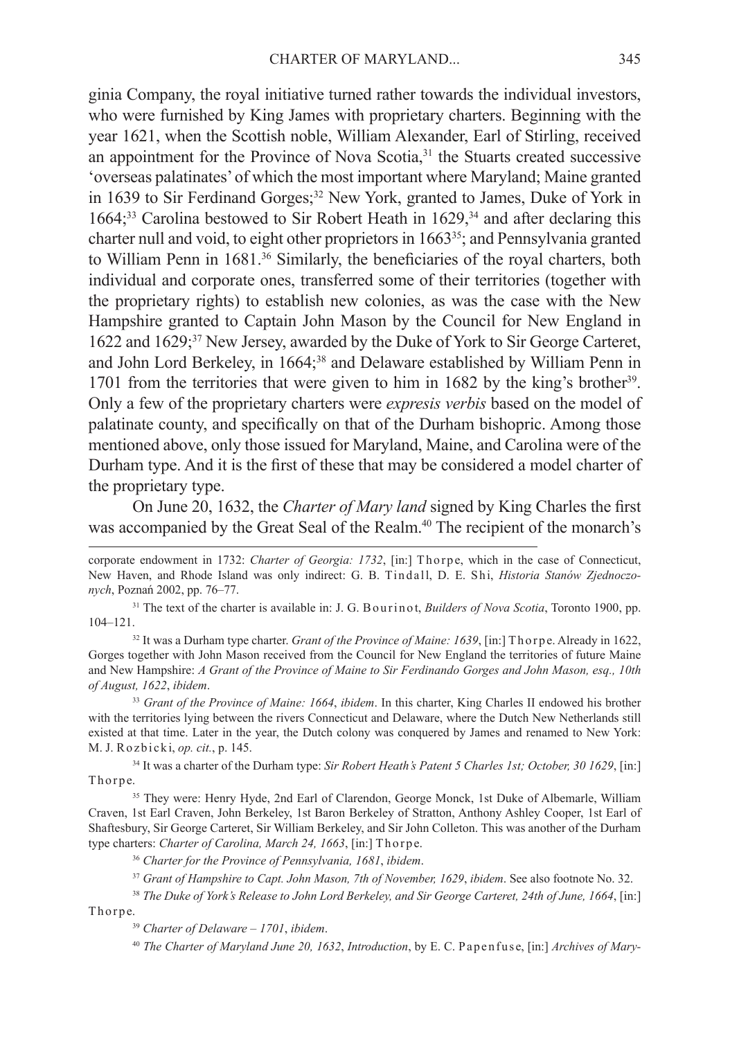ginia Company, the royal initiative turned rather towards the individual investors, who were furnished by King James with proprietary charters. Beginning with the year 1621, when the Scottish noble, William Alexander, Earl of Stirling, received an appointment for the Province of Nova Scotia,[31] the Stuarts created successive 'overseas palatinates' of which the most important where Maryland; Maine granted in 1639 to Sir Ferdinand Gorges;[32] New York, granted to James, Duke of York in 1664;[33] Carolina bestowed to Sir Robert Heath in 1629,[34] and after declaring this charter null and void, to eight other proprietors in 1663[35]; and Pennsylvania granted to William Penn in 1681.[36] Similarly, the beneficiaries of the royal charters, both individual and corporate ones, transferred some of their territories (together with the proprietary rights) to establish new colonies, as was the case with the New Hampshire granted to Captain John Mason by the Council for New England in 1622 and 1629;[37] New Jersey, awarded by the Duke of York to Sir George Carteret, and John Lord Berkeley, in 1664;[38] and Delaware established by William Penn in 1701 from the territories that were given to him in 1682 by the king's brother[39]. Only a few of the proprietary charters were *expresis verbis* based on the model of palatinate county, and specifically on that of the Durham bishopric. Among those mentioned above, only those issued for Maryland, Maine, and Carolina were of the Durham type. And it is the first of these that may be considered a model charter of the proprietary type.

On June 20, 1632, the *Charter of Mary land* signed by King Charles the first was accompanied by the Great Seal of the Realm.[40] The recipient of the monarch's

---

corporate endowment in 1732: *Charter of Georgia: 1732*, [in:] Thorpe, which in the case of Connecticut, New Haven, and Rhode Island was only indirect: G. B. Tindall, D. E. Shi, *Historia Stanów Zjednoczonych*, Poznań 2002, pp. 76–77.

[31] The text of the charter is available in: J. G. Bourinot, *Builders of Nova Scotia*, Toronto 1900, pp. 104–121.

[32] It was a Durham type charter. *Grant of the Province of Maine: 1639*, [in:] Thorpe. Already in 1622, Gorges together with John Mason received from the Council for New England the territories of future Maine and New Hampshire: *A Grant of the Province of Maine to Sir Ferdinando Gorges and John Mason, esq., 10th of August, 1622*, *ibidem*.

[33] *Grant of the Province of Maine: 1664*, *ibidem*. In this charter, King Charles II endowed his brother with the territories lying between the rivers Connecticut and Delaware, where the Dutch New Netherlands still existed at that time. Later in the year, the Dutch colony was conquered by James and renamed to New York: M. J. Rozbicki, *op. cit.*, p. 145.

[34] It was a charter of the Durham type: *Sir Robert Heath's Patent 5 Charles 1st; October, 30 1629*, [in:] Thorpe.

[35] They were: Henry Hyde, 2nd Earl of Clarendon, George Monck, 1st Duke of Albemarle, William Craven, 1st Earl Craven, John Berkeley, 1st Baron Berkeley of Stratton, Anthony Ashley Cooper, 1st Earl of Shaftesbury, Sir George Carteret, Sir William Berkeley, and Sir John Colleton. This was another of the Durham type charters: *Charter of Carolina, March 24, 1663*, [in:] Thorpe.

[36] *Charter for the Province of Pennsylvania, 1681*, *ibidem*.

[37] *Grant of Hampshire to Capt. John Mason, 7th of November, 1629*, *ibidem*. See also footnote No. 32.

[38] *The Duke of York's Release to John Lord Berkeley, and Sir George Carteret, 24th of June, 1664*, [in:] Thorpe.

[39] *Charter of Delaware – 1701*, *ibidem*.

[40] *The Charter of Maryland June 20, 1632*, *Introduction*, by E. C. Papenfuse, [in:] *Archives of Mary-*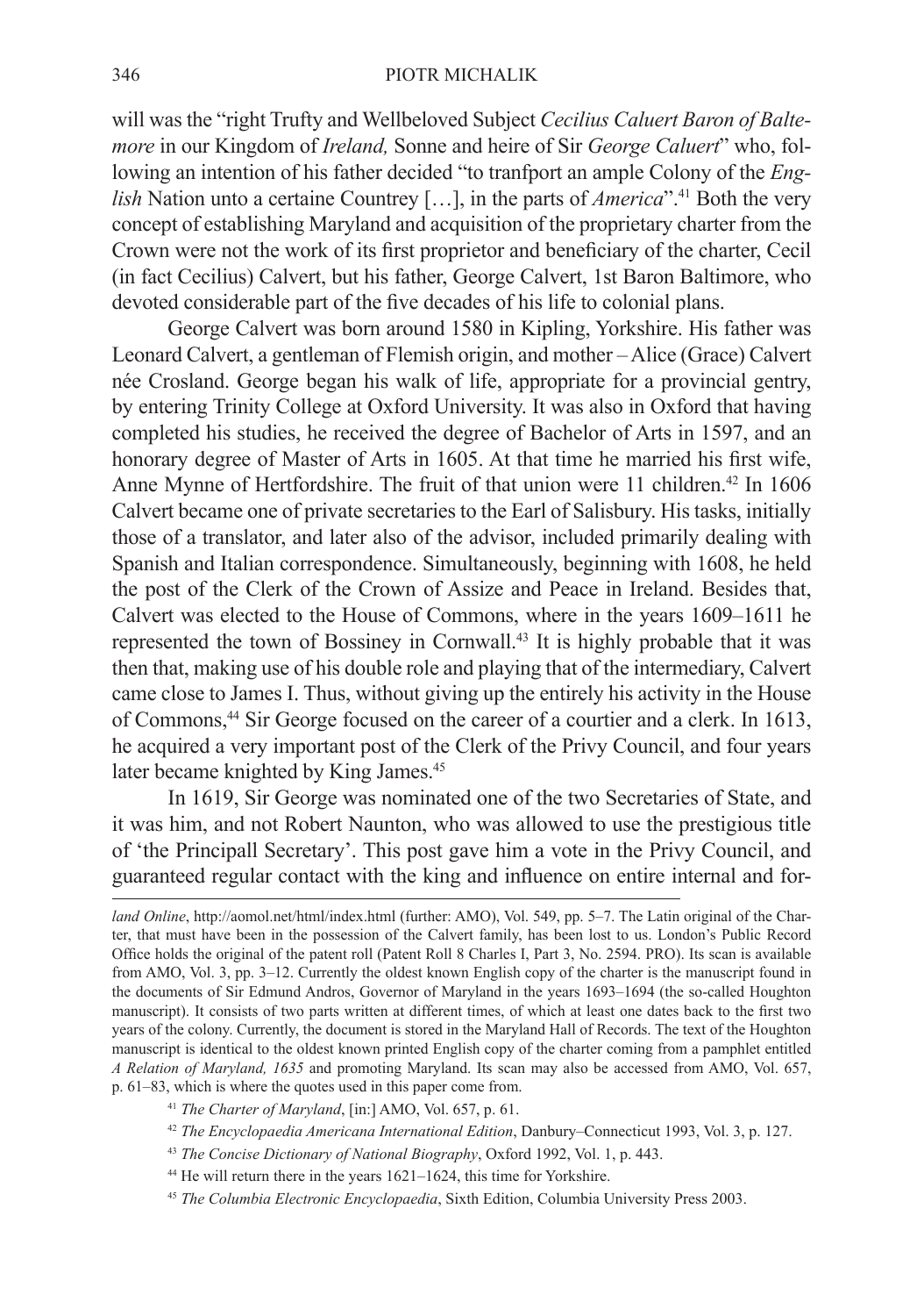will was the "right Trufty and Wellbeloved Subject *Cecilius Caluert Baron of Baltemore* in our Kingdom of *Ireland,* Sonne and heire of Sir *George Caluert*" who, following an intention of his father decided "to tranfport an ample Colony of the *English* Nation unto a certaine Countrey […], in the parts of *America*".[41] Both the very concept of establishing Maryland and acquisition of the proprietary charter from the Crown were not the work of its first proprietor and beneficiary of the charter, Cecil (in fact Cecilius) Calvert, but his father, George Calvert, 1st Baron Baltimore, who devoted considerable part of the five decades of his life to colonial plans.

George Calvert was born around 1580 in Kipling, Yorkshire. His father was Leonard Calvert, a gentleman of Flemish origin, and mother – Alice (Grace) Calvert née Crosland. George began his walk of life, appropriate for a provincial gentry, by entering Trinity College at Oxford University. It was also in Oxford that having completed his studies, he received the degree of Bachelor of Arts in 1597, and an honorary degree of Master of Arts in 1605. At that time he married his first wife, Anne Mynne of Hertfordshire. The fruit of that union were 11 children.[42] In 1606 Calvert became one of private secretaries to the Earl of Salisbury. His tasks, initially those of a translator, and later also of the advisor, included primarily dealing with Spanish and Italian correspondence. Simultaneously, beginning with 1608, he held the post of the Clerk of the Crown of Assize and Peace in Ireland. Besides that, Calvert was elected to the House of Commons, where in the years 1609–1611 he represented the town of Bossiney in Cornwall.[43] It is highly probable that it was then that, making use of his double role and playing that of the intermediary, Calvert came close to James I. Thus, without giving up the entirely his activity in the House of Commons,[44] Sir George focused on the career of a courtier and a clerk. In 1613, he acquired a very important post of the Clerk of the Privy Council, and four years later became knighted by King James.[45]

In 1619, Sir George was nominated one of the two Secretaries of State, and it was him, and not Robert Naunton, who was allowed to use the prestigious title of 'the Principall Secretary'. This post gave him a vote in the Privy Council, and guaranteed regular contact with the king and influence on entire internal and for-

---

*land Online*, http://aomol.net/html/index.html (further: AMO), Vol. 549, pp. 5–7. The Latin original of the Charter, that must have been in the possession of the Calvert family, has been lost to us. London's Public Record Office holds the original of the patent roll (Patent Roll 8 Charles I, Part 3, No. 2594. PRO). Its scan is available from AMO, Vol. 3, pp. 3–12. Currently the oldest known English copy of the charter is the manuscript found in the documents of Sir Edmund Andros, Governor of Maryland in the years 1693–1694 (the so-called Houghton manuscript). It consists of two parts written at different times, of which at least one dates back to the first two years of the colony. Currently, the document is stored in the Maryland Hall of Records. The text of the Houghton manuscript is identical to the oldest known printed English copy of the charter coming from a pamphlet entitled *A Relation of Maryland, 1635* and promoting Maryland. Its scan may also be accessed from AMO, Vol. 657, p. 61–83, which is where the quotes used in this paper come from.

[41] *The Charter of Maryland*, [in:] AMO, Vol. 657, p. 61.

[42] *The Encyclopaedia Americana International Edition*, Danbury–Connecticut 1993, Vol. 3, p. 127.

[43] *The Concise Dictionary of National Biography*, Oxford 1992, Vol. 1, p. 443.

[44] He will return there in the years 1621–1624, this time for Yorkshire.

[45] *The Columbia Electronic Encyclopaedia*, Sixth Edition, Columbia University Press 2003.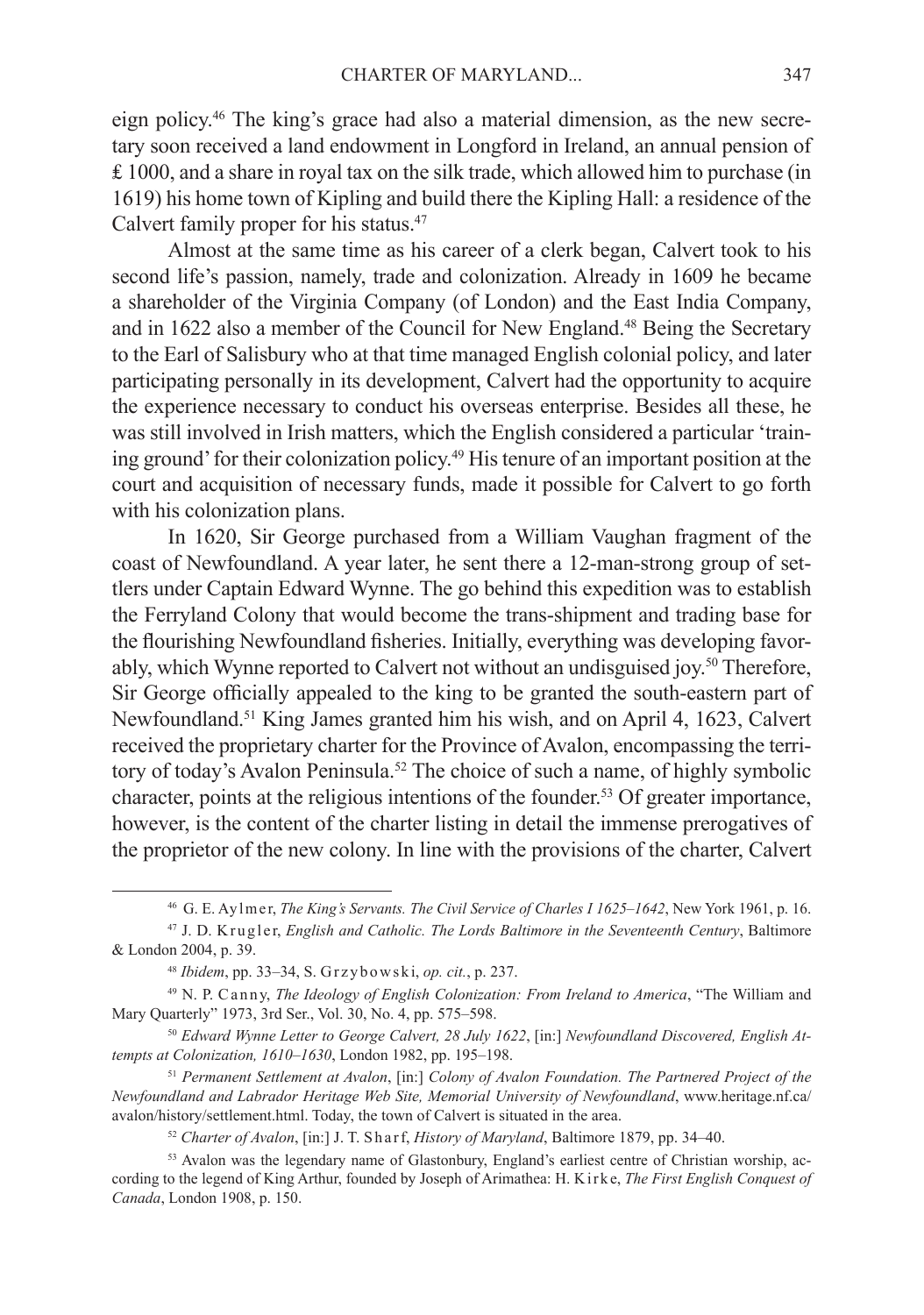eign policy.[46] The king's grace had also a material dimension, as the new secretary soon received a land endowment in Longford in Ireland, an annual pension of ₤ 1000, and a share in royal tax on the silk trade, which allowed him to purchase (in 1619) his home town of Kipling and build there the Kipling Hall: a residence of the Calvert family proper for his status.[47]

Almost at the same time as his career of a clerk began, Calvert took to his second life's passion, namely, trade and colonization. Already in 1609 he became a shareholder of the Virginia Company (of London) and the East India Company, and in 1622 also a member of the Council for New England.[48] Being the Secretary to the Earl of Salisbury who at that time managed English colonial policy, and later participating personally in its development, Calvert had the opportunity to acquire the experience necessary to conduct his overseas enterprise. Besides all these, he was still involved in Irish matters, which the English considered a particular 'training ground' for their colonization policy.[49] His tenure of an important position at the court and acquisition of necessary funds, made it possible for Calvert to go forth with his colonization plans.

In 1620, Sir George purchased from a William Vaughan fragment of the coast of Newfoundland. A year later, he sent there a 12-man-strong group of settlers under Captain Edward Wynne. The go behind this expedition was to establish the Ferryland Colony that would become the trans-shipment and trading base for the flourishing Newfoundland fisheries. Initially, everything was developing favorably, which Wynne reported to Calvert not without an undisguised joy.[50] Therefore, Sir George officially appealed to the king to be granted the south-eastern part of Newfoundland.[51] King James granted him his wish, and on April 4, 1623, Calvert received the proprietary charter for the Province of Avalon, encompassing the territory of today's Avalon Peninsula.[52] The choice of such a name, of highly symbolic character, points at the religious intentions of the founder.[53] Of greater importance, however, is the content of the charter listing in detail the immense prerogatives of the proprietor of the new colony. In line with the provisions of the charter, Calvert

---

[46] G. E. Aylmer, *The King's Servants. The Civil Service of Charles I 1625–1642*, New York 1961, p. 16.

[47] J. D. Krugler, *English and Catholic. The Lords Baltimore in the Seventeenth Century*, Baltimore & London 2004, p. 39.

[48] *Ibidem*, pp. 33–34, S. Grzybowski, *op. cit.*, p. 237.

[49] N. P. Canny, *The Ideology of English Colonization: From Ireland to America*, "The William and Mary Quarterly" 1973, 3rd Ser., Vol. 30, No. 4, pp. 575–598.

[50] *Edward Wynne Letter to George Calvert, 28 July 1622*, [in:] *Newfoundland Discovered, English Attempts at Colonization, 1610–1630*, London 1982, pp. 195–198.

[51] *Permanent Settlement at Avalon*, [in:] *Colony of Avalon Foundation. The Partnered Project of the Newfoundland and Labrador Heritage Web Site, Memorial University of Newfoundland*, www.heritage.nf.ca/avalon/history/settlement.html. Today, the town of Calvert is situated in the area.

[52] *Charter of Avalon*, [in:] J. T. Sharf, *History of Maryland*, Baltimore 1879, pp. 34–40.

[53] Avalon was the legendary name of Glastonbury, England's earliest centre of Christian worship, according to the legend of King Arthur, founded by Joseph of Arimathea: H. Kirke, *The First English Conquest of Canada*, London 1908, p. 150.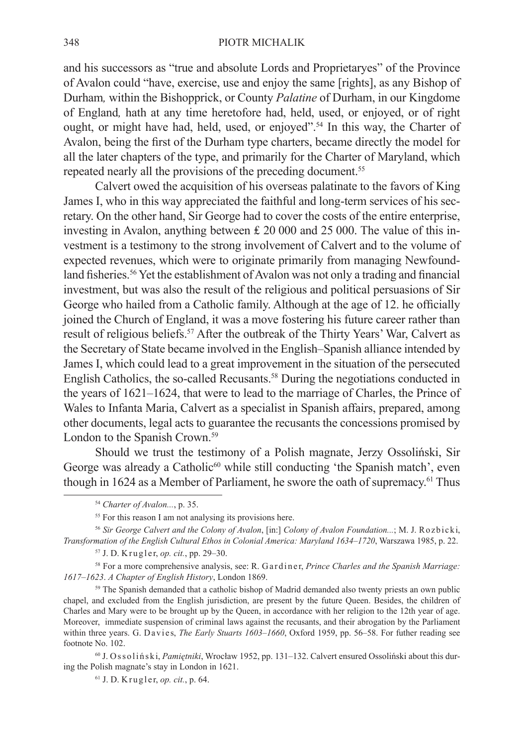and his successors as "true and absolute Lords and Proprietaryes" of the Province of Avalon could "have, exercise, use and enjoy the same [rights], as any Bishop of Durham*,* within the Bishopprick, or County *Palatine* of Durham, in our Kingdome of England*,* hath at any time heretofore had, held, used, or enjoyed, or of right ought, or might have had, held, used, or enjoyed".[54] In this way, the Charter of Avalon, being the first of the Durham type charters, became directly the model for all the later chapters of the type, and primarly for the Charter of Maryland, which repeated nearly all the provisions of the preceding document.[55]

Calvert owed the acquisition of his overseas palatinate to the favors of King James I, who in this way appreciated the faithful and long-term services of his secretary. On the other hand, Sir George had to cover the costs of the entire enterprise, investing in Avalon, anything between ₤ 20 000 and 25 000. The value of this investment is a testimony to the strong involvement of Calvert and to the volume of expected revenues, which were to originate primarily from managing Newfoundland fisheries.[56] Yet the establishment of Avalon was not only a trading and financial investment, but was also the result of the religious and political persuasions of Sir George who hailed from a Catholic family. Although at the age of 12. he officially joined the Church of England, it was a move fostering his future career rather than result of religious beliefs.[57] After the outbreak of the Thirty Years' War, Calvert as the Secretary of State became involved in the English–Spanish alliance intended by James I, which could lead to a great improvement in the situation of the persecuted English Catholics, the so-called Recusants.[58] During the negotiations conducted in the years of 1621–1624, that were to lead to the marriage of Charles, the Prince of Wales to Infanta Maria, Calvert as a specialist in Spanish affairs, prepared, among other documents, legal acts to guarantee the recusants the concessions promised by London to the Spanish Crown.[59]

Should we trust the testimony of a Polish magnate, Jerzy Ossoliński, Sir George was already a Catholic[60] while still conducting 'the Spanish match', even though in 1624 as a Member of Parliament, he swore the oath of supremacy.[61] Thus

---

[54] *Charter of Avalon...*, p. 35.

[55] For this reason I am not analysing its provisions here.

[56] *Sir George Calvert and the Colony of Avalon*, [in:] *Colony of Avalon Foundation...*; M. J. Rozbicki, *Transformation of the English Cultural Ethos in Colonial America: Maryland 1634–1720*, Warszawa 1985, p. 22.

[57] J. D. Krugler, *op. cit.*, pp. 29–30.

[58] For a more comprehensive analysis, see: R. Gardiner, *Prince Charles and the Spanish Marriage: 1617–1623*. *A Chapter of English History*, London 1869.

[59] The Spanish demanded that a catholic bishop of Madrid demanded also twenty priests an own public chapel, and excluded from the English jurisdiction, are present by the future Queen. Besides, the children of Charles and Mary were to be brought up by the Queen, in accordance with her religion to the 12th year of age. Moreover, immediate suspension of criminal laws against the recusants, and their abrogation by the Parliament within three years. G. Davies, *The Early Stuarts 1603–1660*, Oxford 1959, pp. 56–58. For futher reading see footnote No. 102.

[60] J. Ossoliński, *Pamiętniki*, Wrocław 1952, pp. 131–132. Calvert ensured Ossoliński about this during the Polish magnate's stay in London in 1621.

[61] J. D. Krugler, *op. cit.*, p. 64.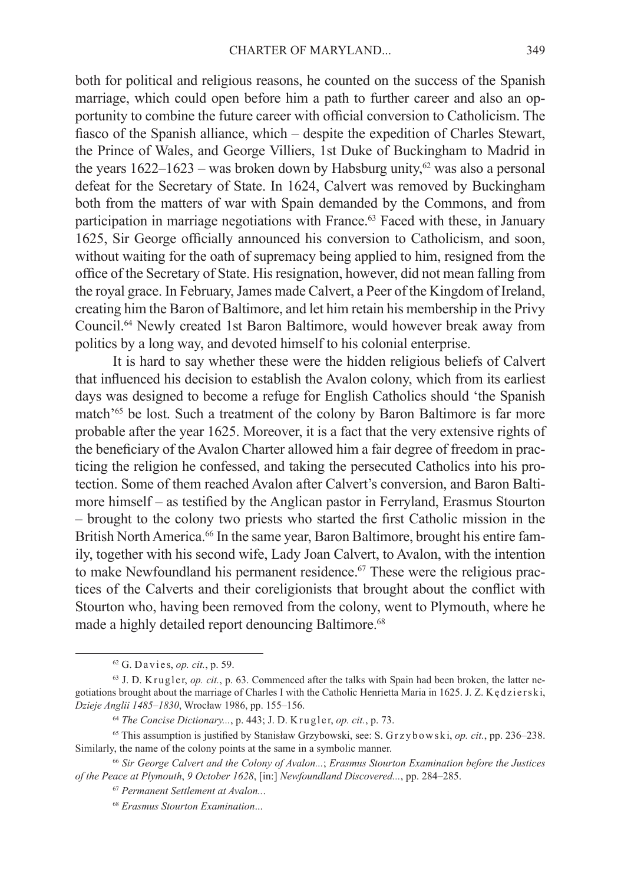both for political and religious reasons, he counted on the success of the Spanish marriage, which could open before him a path to further career and also an opportunity to combine the future career with official conversion to Catholicism. The fiasco of the Spanish alliance, which – despite the expedition of Charles Stewart, the Prince of Wales, and George Villiers, 1st Duke of Buckingham to Madrid in the years 1622–1623 – was broken down by Habsburg unity,[62] was also a personal defeat for the Secretary of State. In 1624, Calvert was removed by Buckingham both from the matters of war with Spain demanded by the Commons, and from participation in marriage negotiations with France.[63] Faced with these, in January 1625, Sir George officially announced his conversion to Catholicism, and soon, without waiting for the oath of supremacy being applied to him, resigned from the office of the Secretary of State. His resignation, however, did not mean falling from the royal grace. In February, James made Calvert, a Peer of the Kingdom of Ireland, creating him the Baron of Baltimore, and let him retain his membership in the Privy Council.[64] Newly created 1st Baron Baltimore, would however break away from politics by a long way, and devoted himself to his colonial enterprise.

It is hard to say whether these were the hidden religious beliefs of Calvert that influenced his decision to establish the Avalon colony, which from its earliest days was designed to become a refuge for English Catholics should 'the Spanish match'[65] be lost. Such a treatment of the colony by Baron Baltimore is far more probable after the year 1625. Moreover, it is a fact that the very extensive rights of the beneficiary of the Avalon Charter allowed him a fair degree of freedom in practicing the religion he confessed, and taking the persecuted Catholics into his protection. Some of them reached Avalon after Calvert's conversion, and Baron Baltimore himself – as testified by the Anglican pastor in Ferryland, Erasmus Stourton – brought to the colony two priests who started the first Catholic mission in the British North America.[66] In the same year, Baron Baltimore, brought his entire family, together with his second wife, Lady Joan Calvert, to Avalon, with the intention to make Newfoundland his permanent residence.[67] These were the religious practices of the Calverts and their coreligionists that brought about the conflict with Stourton who, having been removed from the colony, went to Plymouth, where he made a highly detailed report denouncing Baltimore.[68]

---

[62] G. Davies, *op. cit.*, p. 59.

[63] J. D. Krugler, *op. cit.*, p. 63. Commenced after the talks with Spain had been broken, the latter negotiations brought about the marriage of Charles I with the Catholic Henrietta Maria in 1625. J. Z. Kędzierski, *Dzieje Anglii 1485–1830*, Wrocław 1986, pp. 155–156.

[64] *The Concise Dictionary...*, p. 443; J. D. Krugler, *op. cit.*, p. 73.

[65] This assumption is justified by Stanisław Grzybowski, see: S. Grzybowski, *op. cit.*, pp. 236–238. Similarly, the name of the colony points at the same in a symbolic manner.

[66] *Sir George Calvert and the Colony of Avalon...*; *Erasmus Stourton Examination before the Justices of the Peace at Plymouth*, *9 October 1628*, [in:] *Newfoundland Discovered...*, pp. 284–285.

[67] *Permanent Settlement at Avalon...*

[68] *Erasmus Stourton Examination...*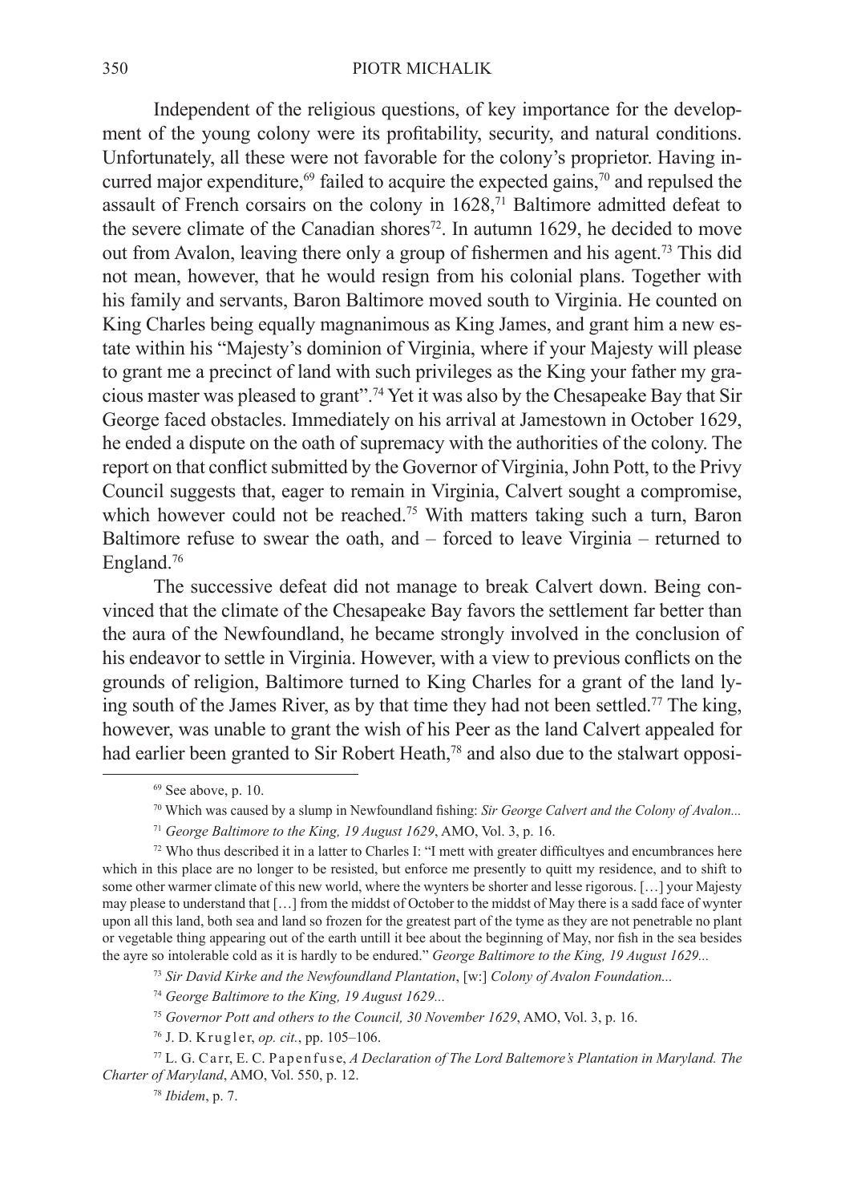Independent of the religious questions, of key importance for the development of the young colony were its profitability, security, and natural conditions. Unfortunately, all these were not favorable for the colony's proprietor. Having incurred major expenditure,[69] failed to acquire the expected gains,[70] and repulsed the assault of French corsairs on the colony in 1628,[71] Baltimore admitted defeat to the severe climate of the Canadian shores[72]. In autumn 1629, he decided to move out from Avalon, leaving there only a group of fishermen and his agent.[73] This did not mean, however, that he would resign from his colonial plans. Together with his family and servants, Baron Baltimore moved south to Virginia. He counted on King Charles being equally magnanimous as King James, and grant him a new estate within his "Majesty's dominion of Virginia, where if your Majesty will please to grant me a precinct of land with such privileges as the King your father my gracious master was pleased to grant".[74] Yet it was also by the Chesapeake Bay that Sir George faced obstacles. Immediately on his arrival at Jamestown in October 1629, he ended a dispute on the oath of supremacy with the authorities of the colony. The report on that conflict submitted by the Governor of Virginia, John Pott, to the Privy Council suggests that, eager to remain in Virginia, Calvert sought a compromise, which however could not be reached.[75] With matters taking such a turn, Baron Baltimore refuse to swear the oath, and – forced to leave Virginia – returned to England.[76]

The successive defeat did not manage to break Calvert down. Being convinced that the climate of the Chesapeake Bay favors the settlement far better than the aura of the Newfoundland, he became strongly involved in the conclusion of his endeavor to settle in Virginia. However, with a view to previous conflicts on the grounds of religion, Baltimore turned to King Charles for a grant of the land lying south of the James River, as by that time they had not been settled.[77] The king, however, was unable to grant the wish of his Peer as the land Calvert appealed for had earlier been granted to Sir Robert Heath,[78] and also due to the stalwart opposi-

---

[69] See above, p. 10.

[70] Which was caused by a slump in Newfoundland fishing: *Sir George Calvert and the Colony of Avalon...*

[71] *George Baltimore to the King, 19 August 1629*, AMO, Vol. 3, p. 16.

[72] Who thus described it in a latter to Charles I: "I mett with greater difficultyes and encumbrances here which in this place are no longer to be resisted, but enforce me presently to quitt my residence, and to shift to some other warmer climate of this new world, where the wynters be shorter and lesse rigorous. […] your Majesty may please to understand that […] from the middst of October to the middst of May there is a sadd face of wynter upon all this land, both sea and land so frozen for the greatest part of the tyme as they are not penetrable no plant or vegetable thing appearing out of the earth untill it bee about the beginning of May, nor fish in the sea besides the ayre so intolerable cold as it is hardly to be endured." *George Baltimore to the King, 19 August 1629...*

[73] *Sir David Kirke and the Newfoundland Plantation*, [w:] *Colony of Avalon Foundation...*

[74] *George Baltimore to the King, 19 August 1629...*

[75] *Governor Pott and others to the Council, 30 November 1629*, AMO, Vol. 3, p. 16.

[76] J. D. Krugler, *op. cit.*, pp. 105–106.

[77] L. G. Carr, E. C. Papenfuse, *A Declaration of The Lord Baltemore's Plantation in Maryland. The Charter of Maryland*, AMO, Vol. 550, p. 12.

[78] *Ibidem*, p. 7.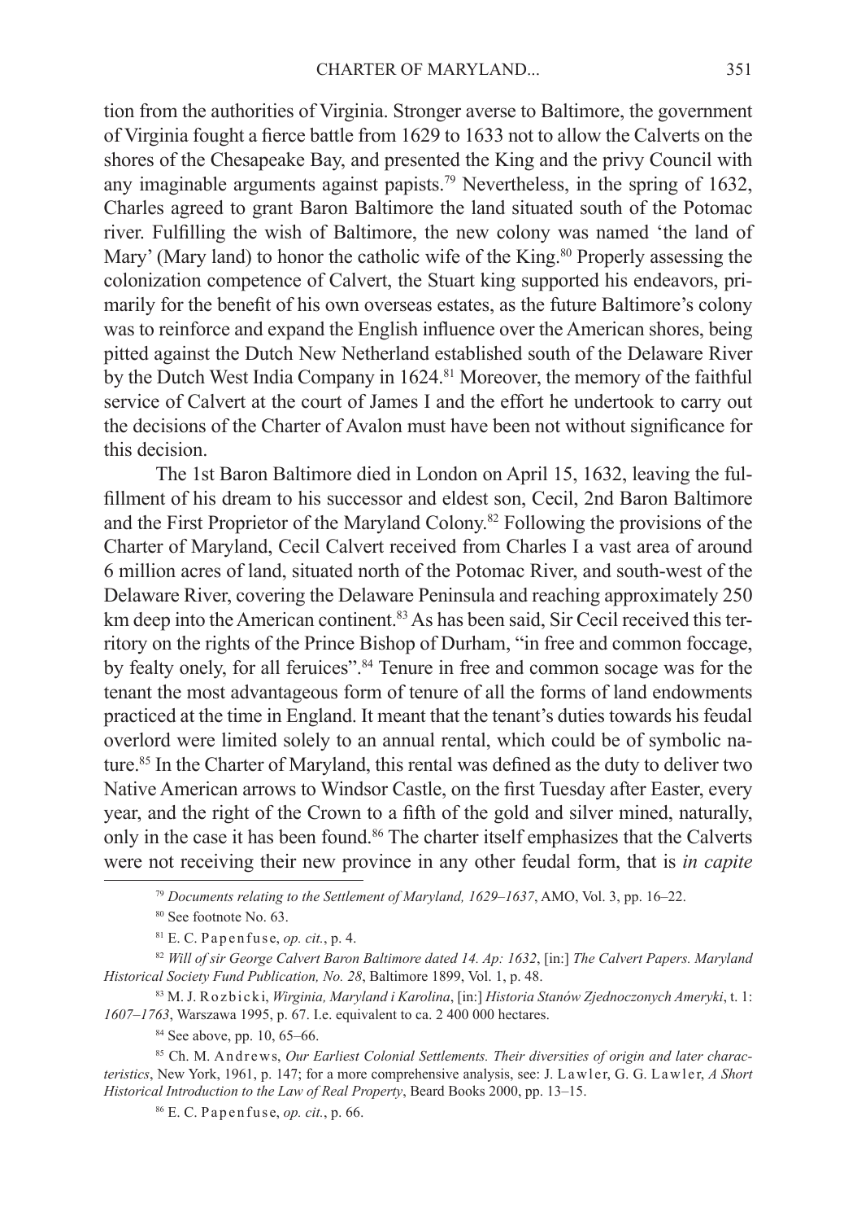tion from the authorities of Virginia. Stronger averse to Baltimore, the government of Virginia fought a fierce battle from 1629 to 1633 not to allow the Calverts on the shores of the Chesapeake Bay, and presented the King and the privy Council with any imaginable arguments against papists.[79] Nevertheless, in the spring of 1632, Charles agreed to grant Baron Baltimore the land situated south of the Potomac river. Fulfilling the wish of Baltimore, the new colony was named 'the land of Mary' (Mary land) to honor the catholic wife of the King.[80] Properly assessing the colonization competence of Calvert, the Stuart king supported his endeavors, primarily for the benefit of his own overseas estates, as the future Baltimore's colony was to reinforce and expand the English influence over the American shores, being pitted against the Dutch New Netherland established south of the Delaware River by the Dutch West India Company in 1624.[81] Moreover, the memory of the faithful service of Calvert at the court of James I and the effort he undertook to carry out the decisions of the Charter of Avalon must have been not without significance for this decision.

The 1st Baron Baltimore died in London on April 15, 1632, leaving the fulfillment of his dream to his successor and eldest son, Cecil, 2nd Baron Baltimore and the First Proprietor of the Maryland Colony.[82] Following the provisions of the Charter of Maryland, Cecil Calvert received from Charles I a vast area of around 6 million acres of land, situated north of the Potomac River, and south-west of the Delaware River, covering the Delaware Peninsula and reaching approximately 250 km deep into the American continent.[83] As has been said, Sir Cecil received this territory on the rights of the Prince Bishop of Durham, "in free and common foccage, by fealty onely, for all feruices".[84] Tenure in free and common socage was for the tenant the most advantageous form of tenure of all the forms of land endowments practiced at the time in England. It meant that the tenant's duties towards his feudal overlord were limited solely to an annual rental, which could be of symbolic nature.[85] In the Charter of Maryland, this rental was defined as the duty to deliver two Native American arrows to Windsor Castle, on the first Tuesday after Easter, every year, and the right of the Crown to a fifth of the gold and silver mined, naturally, only in the case it has been found.[86] The charter itself emphasizes that the Calverts were not receiving their new province in any other feudal form, that is *in capite*

---

[79] *Documents relating to the Settlement of Maryland, 1629–1637*, AMO, Vol. 3, pp. 16–22.

[80] See footnote No. 63.

[81] E. C. Papenfuse, *op. cit.*, p. 4.

[82] *Will of sir George Calvert Baron Baltimore dated 14. Ap: 1632*, [in:] *The Calvert Papers. Maryland Historical Society Fund Publication, No. 28*, Baltimore 1899, Vol. 1, p. 48.

[83] M. J. Rozbicki, *Wirginia, Maryland i Karolina*, [in:] *Historia Stanów Zjednoczonych Ameryki*, t. 1: *1607–1763*, Warszawa 1995, p. 67. I.e. equivalent to ca. 2 400 000 hectares.

[84] See above, pp. 10, 65–66.

[85] Ch. M. Andrews, *Our Earliest Colonial Settlements. Their diversities of origin and later characteristics*, New York, 1961, p. 147; for a more comprehensive analysis, see: J. Lawler, G. G. Lawler, *A Short Historical Introduction to the Law of Real Property*, Beard Books 2000, pp. 13–15.

[86] E. C. Papenfuse, *op. cit.*, p. 66.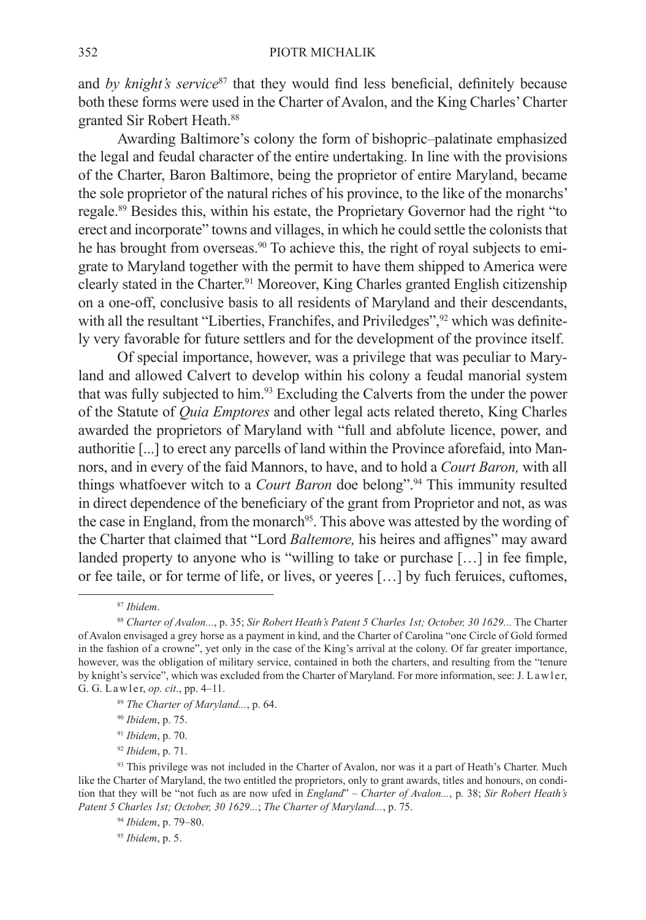and *by knight's service*[87] that they would find less beneficial, definitely because both these forms were used in the Charter of Avalon, and the King Charles' Charter granted Sir Robert Heath.[88]

Awarding Baltimore's colony the form of bishopric–palatinate emphasized the legal and feudal character of the entire undertaking. In line with the provisions of the Charter, Baron Baltimore, being the proprietor of entire Maryland, became the sole proprietor of the natural riches of his province, to the like of the monarchs' regale.[89] Besides this, within his estate, the Proprietary Governor had the right "to erect and incorporate" towns and villages, in which he could settle the colonists that he has brought from overseas.[90] To achieve this, the right of royal subjects to emigrate to Maryland together with the permit to have them shipped to America were clearly stated in the Charter.[91] Moreover, King Charles granted English citizenship on a one-off, conclusive basis to all residents of Maryland and their descendants, with all the resultant "Liberties, Franchifes, and Priviledges",[92] which was definitely very favorable for future settlers and for the development of the province itself.

Of special importance, however, was a privilege that was peculiar to Maryland and allowed Calvert to develop within his colony a feudal manorial system that was fully subjected to him.[93] Excluding the Calverts from the under the power of the Statute of *Quia Emptores* and other legal acts related thereto, King Charles awarded the proprietors of Maryland with "full and abfolute licence, power, and authoritie [...] to erect any parcells of land within the Province aforefaid, into Mannors, and in every of the faid Mannors, to have, and to hold a *Court Baron,* with all things whatfoever witch to a *Court Baron* doe belong".[94] This immunity resulted in direct dependence of the beneficiary of the grant from Proprietor and not, as was the case in England, from the monarch[95]. This above was attested by the wording of the Charter that claimed that "Lord *Baltemore,* his heires and affignes" may award landed property to anyone who is "willing to take or purchase […] in fee fimple, or fee taile, or for terme of life, or lives, or yeeres […] by fuch feruices, cuftomes,

---

[87] *Ibidem*.

[88] *Charter of Avalon...*, p. 35; *Sir Robert Heath's Patent 5 Charles 1st; October, 30 1629...* The Charter of Avalon envisaged a grey horse as a payment in kind, and the Charter of Carolina "one Circle of Gold formed in the fashion of a crowne", yet only in the case of the King's arrival at the colony. Of far greater importance, however, was the obligation of military service, contained in both the charters, and resulting from the "tenure by knight's service", which was excluded from the Charter of Maryland. For more information, see: J. Lawler, G. G. Lawler, *op. cit.*, pp. 4–11.

[89] *The Charter of Maryland...*, p. 64.

[90] *Ibidem*, p. 75.

[91] *Ibidem*, p. 70.

[92] *Ibidem*, p. 71.

[93] This privilege was not included in the Charter of Avalon, nor was it a part of Heath's Charter. Much like the Charter of Maryland, the two entitled the proprietors, only to grant awards, titles and honours, on condition that they will be "not fuch as are now ufed in *England*" – *Charter of Avalon...*, p. 38; *Sir Robert Heath's Patent 5 Charles 1st; October, 30 1629...*; *The Charter of Maryland...*, p. 75.

[94] *Ibidem*, p. 79–80.

[95] *Ibidem*, p. 5.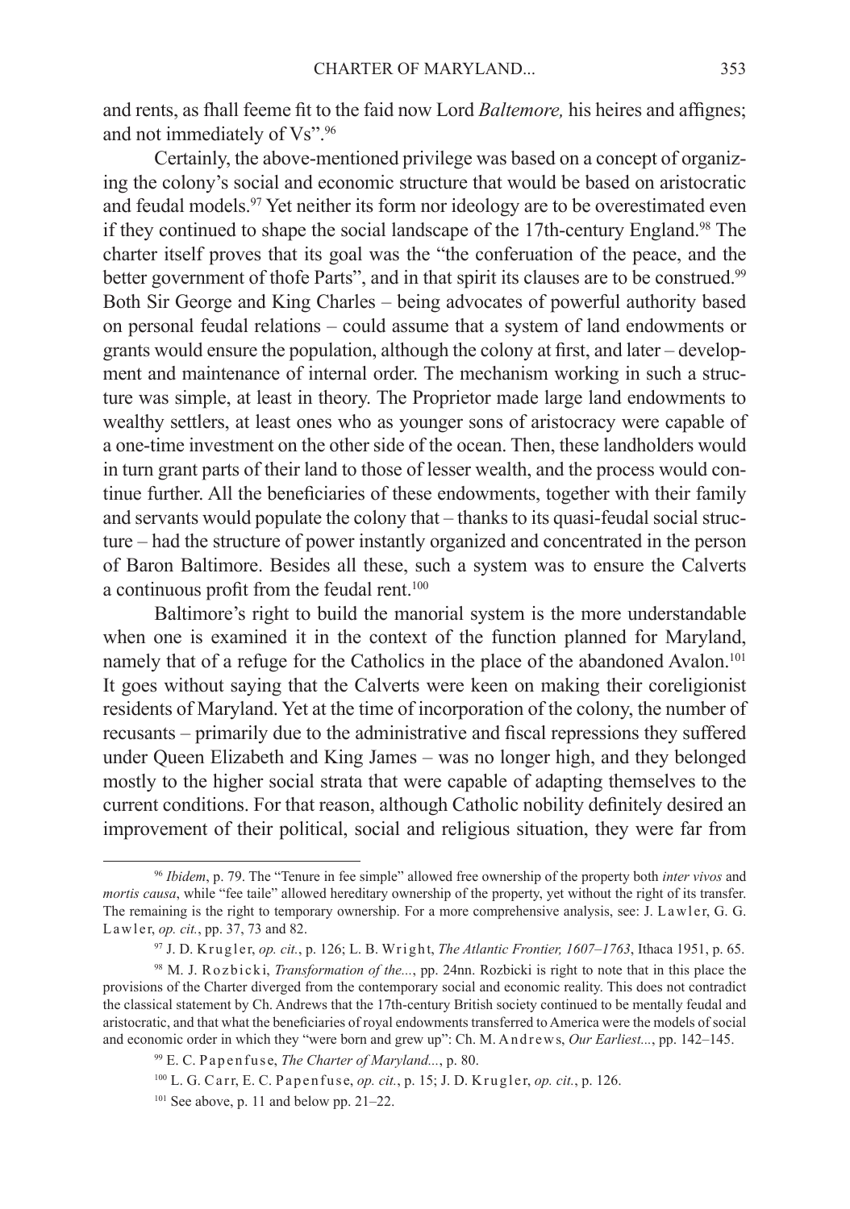and rents, as fhall feeme fit to the faid now Lord *Baltemore,* his heires and affignes; and not immediately of Vs".[96]

Certainly, the above-mentioned privilege was based on a concept of organizing the colony's social and economic structure that would be based on aristocratic and feudal models.[97] Yet neither its form nor ideology are to be overestimated even if they continued to shape the social landscape of the 17th-century England.[98] The charter itself proves that its goal was the "the conferuation of the peace, and the better government of thofe Parts", and in that spirit its clauses are to be construed.[99] Both Sir George and King Charles – being advocates of powerful authority based on personal feudal relations – could assume that a system of land endowments or grants would ensure the population, although the colony at first, and later – development and maintenance of internal order. The mechanism working in such a structure was simple, at least in theory. The Proprietor made large land endowments to wealthy settlers, at least ones who as younger sons of aristocracy were capable of a one-time investment on the other side of the ocean. Then, these landholders would in turn grant parts of their land to those of lesser wealth, and the process would continue further. All the beneficiaries of these endowments, together with their family and servants would populate the colony that – thanks to its quasi-feudal social structure – had the structure of power instantly organized and concentrated in the person of Baron Baltimore. Besides all these, such a system was to ensure the Calverts a continuous profit from the feudal rent.[100]

Baltimore's right to build the manorial system is the more understandable when one is examined it in the context of the function planned for Maryland, namely that of a refuge for the Catholics in the place of the abandoned Avalon.[101] It goes without saying that the Calverts were keen on making their coreligionist residents of Maryland. Yet at the time of incorporation of the colony, the number of recusants – primarily due to the administrative and fiscal repressions they suffered under Queen Elizabeth and King James – was no longer high, and they belonged mostly to the higher social strata that were capable of adapting themselves to the current conditions. For that reason, although Catholic nobility definitely desired an improvement of their political, social and religious situation, they were far from

---

[96] *Ibidem*, p. 79. The "Tenure in fee simple" allowed free ownership of the property both *inter vivos* and *mortis causa*, while "fee taile" allowed hereditary ownership of the property, yet without the right of its transfer. The remaining is the right to temporary ownership. For a more comprehensive analysis, see: J. Lawler, G. G. Lawler, *op. cit.*, pp. 37, 73 and 82.

[97] J. D. Krugler, *op. cit.*, p. 126; L. B. Wright, *The Atlantic Frontier, 1607–1763*, Ithaca 1951, p. 65.

[98] M. J. Rozbicki, *Transformation of the...*, pp. 24nn. Rozbicki is right to note that in this place the provisions of the Charter diverged from the contemporary social and economic reality. This does not contradict the classical statement by Ch. Andrews that the 17th-century British society continued to be mentally feudal and aristocratic, and that what the beneficiaries of royal endowments transferred to America were the models of social and economic order in which they "were born and grew up": Ch. M. Andrews, *Our Earliest...*, pp. 142–145.

[99] E. C. Papenfuse, *The Charter of Maryland...*, p. 80.

[100] L. G. Carr, E. C. Papenfuse, *op. cit.*, p. 15; J. D. Krugler, *op. cit.*, p. 126.

[101] See above, p. 11 and below pp. 21–22.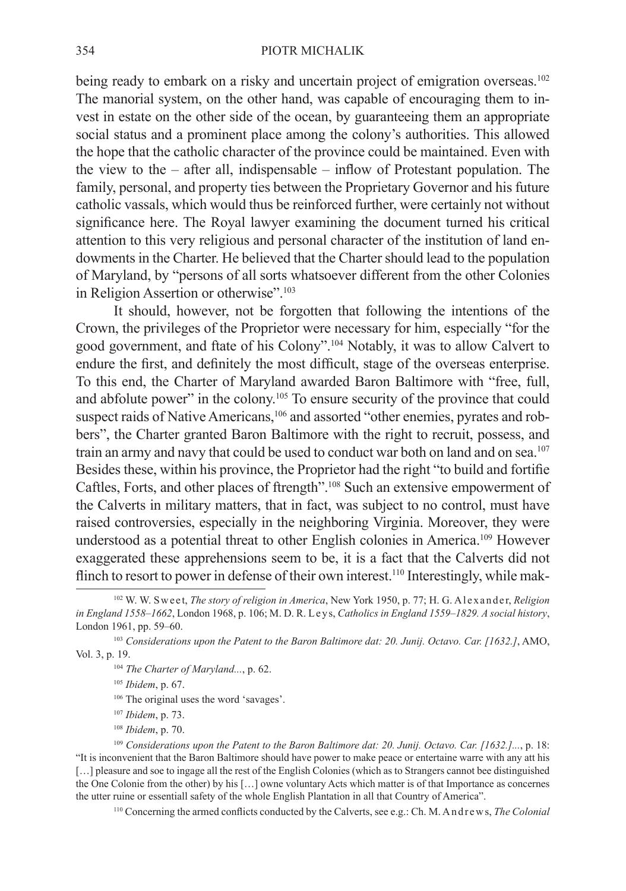being ready to embark on a risky and uncertain project of emigration overseas.[102] The manorial system, on the other hand, was capable of encouraging them to invest in estate on the other side of the ocean, by guaranteeing them an appropriate social status and a prominent place among the colony's authorities. This allowed the hope that the catholic character of the province could be maintained. Even with the view to the – after all, indispensable – inflow of Protestant population. The family, personal, and property ties between the Proprietary Governor and his future catholic vassals, which would thus be reinforced further, were certainly not without significance here. The Royal lawyer examining the document turned his critical attention to this very religious and personal character of the institution of land endowments in the Charter. He believed that the Charter should lead to the population of Maryland, by "persons of all sorts whatsoever different from the other Colonies in Religion Assertion or otherwise".[103]

It should, however, not be forgotten that following the intentions of the Crown, the privileges of the Proprietor were necessary for him, especially "for the good government, and ftate of his Colony".[104] Notably, it was to allow Calvert to endure the first, and definitely the most difficult, stage of the overseas enterprise. To this end, the Charter of Maryland awarded Baron Baltimore with "free, full, and abfolute power" in the colony.[105] To ensure security of the province that could suspect raids of Native Americans,[106] and assorted "other enemies, pyrates and robbers", the Charter granted Baron Baltimore with the right to recruit, possess, and train an army and navy that could be used to conduct war both on land and on sea.[107] Besides these, within his province, the Proprietor had the right "to build and fortifie Caftles, Forts, and other places of ftrength".[108] Such an extensive empowerment of the Calverts in military matters, that in fact, was subject to no control, must have raised controversies, especially in the neighboring Virginia. Moreover, they were understood as a potential threat to other English colonies in America.[109] However exaggerated these apprehensions seem to be, it is a fact that the Calverts did not flinch to resort to power in defense of their own interest.[110] Interestingly, while mak-

[102] W. W. Sweet, *The story of religion in America*, New York 1950, p. 77; H. G. Alexander, *Religion in England 1558–1662*, London 1968, p. 106; M. D. R. Leys, *Catholics in England 1559–1829. A social history*, London 1961, pp. 59–60.

[103] *Considerations upon the Patent to the Baron Baltimore dat: 20. Junij. Octavo. Car. [1632.]*, AMO, Vol. 3, p. 19.

[104] *The Charter of Maryland...*, p. 62.

[105] *Ibidem*, p. 67.

[106] The original uses the word 'savages'.

[107] *Ibidem*, p. 73.

[108] *Ibidem*, p. 70.

[109] *Considerations upon the Patent to the Baron Baltimore dat: 20. Junij. Octavo. Car. [1632.]...*, p. 18: "It is inconvenient that the Baron Baltimore should have power to make peace or entertaine warre with any att his […] pleasure and soe to ingage all the rest of the English Colonies (which as to Strangers cannot bee distinguished the One Colonie from the other) by his […] owne voluntary Acts which matter is of that Importance as concernes the utter ruine or essentiall safety of the whole English Plantation in all that Country of America".

[110] Concerning the armed conflicts conducted by the Calverts, see e.g.: Ch. M. Andrews, *The Colonial*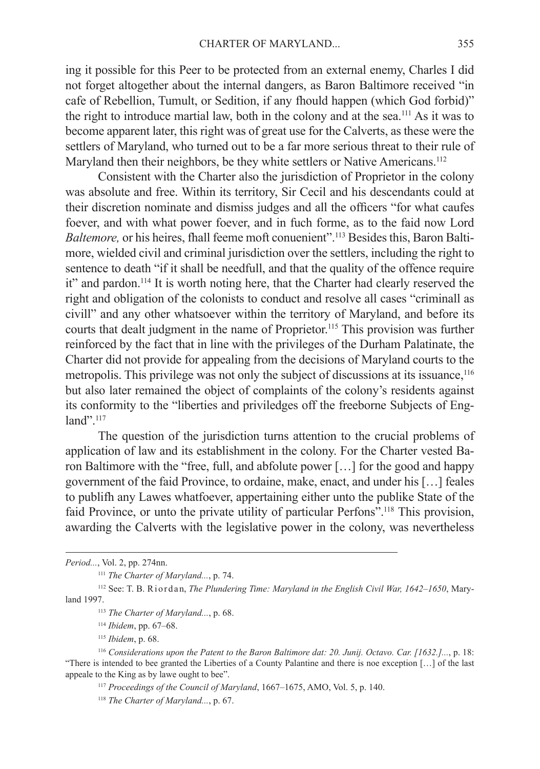ing it possible for this Peer to be protected from an external enemy, Charles I did not forget altogether about the internal dangers, as Baron Baltimore received "in cafe of Rebellion, Tumult, or Sedition, if any fhould happen (which God forbid)" the right to introduce martial law, both in the colony and at the sea.[111] As it was to become apparent later, this right was of great use for the Calverts, as these were the settlers of Maryland, who turned out to be a far more serious threat to their rule of Maryland then their neighbors, be they white settlers or Native Americans.[112]

Consistent with the Charter also the jurisdiction of Proprietor in the colony was absolute and free. Within its territory, Sir Cecil and his descendants could at their discretion nominate and dismiss judges and all the officers "for what caufes foever, and with what power foever, and in fuch forme, as to the faid now Lord *Baltemore,* or his heires, fhall feeme moft conuenient".[113] Besides this, Baron Baltimore, wielded civil and criminal jurisdiction over the settlers, including the right to sentence to death "if it shall be needfull, and that the quality of the offence require it" and pardon.[114] It is worth noting here, that the Charter had clearly reserved the right and obligation of the colonists to conduct and resolve all cases "criminall as civill" and any other whatsoever within the territory of Maryland, and before its courts that dealt judgment in the name of Proprietor.[115] This provision was further reinforced by the fact that in line with the privileges of the Durham Palatinate, the Charter did not provide for appealing from the decisions of Maryland courts to the metropolis. This privilege was not only the subject of discussions at its issuance,[116] but also later remained the object of complaints of the colony's residents against its conformity to the "liberties and priviledges off the freeborne Subjects of England".[117]

The question of the jurisdiction turns attention to the crucial problems of application of law and its establishment in the colony. For the Charter vested Baron Baltimore with the "free, full, and abfolute power […] for the good and happy government of the faid Province, to ordaine, make, enact, and under his […] feales to publifh any Lawes whatfoever, appertaining either unto the publike State of the faid Province, or unto the private utility of particular Perfons".[118] This provision, awarding the Calverts with the legislative power in the colony, was nevertheless

---

*Period...*, Vol. 2, pp. 274nn.

[111] *The Charter of Maryland...*, p. 74.

[112] See: T. B. Riordan, *The Plundering Time: Maryland in the English Civil War, 1642–1650*, Maryland 1997.

[113] *The Charter of Maryland...*, p. 68.

[114] *Ibidem*, pp. 67–68.

[115] *Ibidem*, p. 68.

[116] *Considerations upon the Patent to the Baron Baltimore dat: 20. Junij. Octavo. Car. [1632.]...*, p. 18: "There is intended to bee granted the Liberties of a County Palantine and there is noe exception […] of the last appeale to the King as by lawe ought to bee".

[117] *Proceedings of the Council of Maryland*, 1667–1675, AMO, Vol. 5, p. 140.

[118] *The Charter of Maryland...*, p. 67.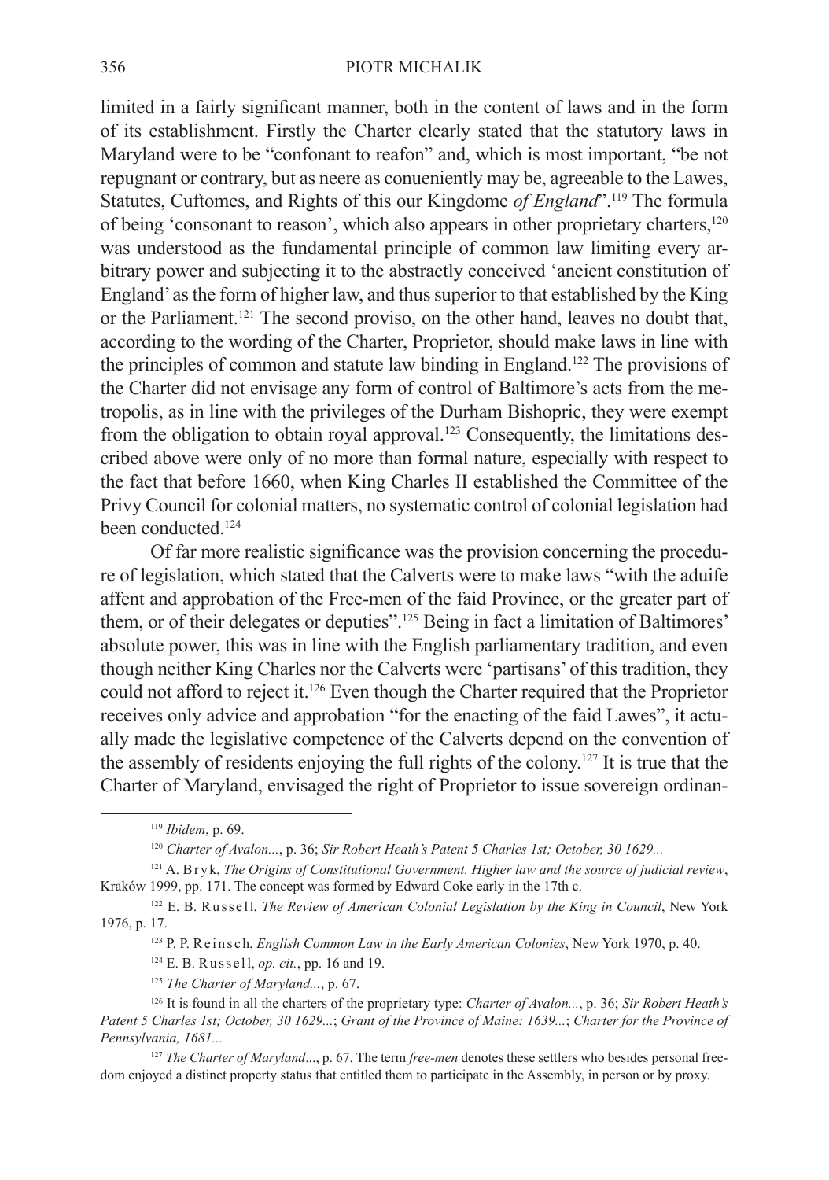limited in a fairly significant manner, both in the content of laws and in the form of its establishment. Firstly the Charter clearly stated that the statutory laws in Maryland were to be "confonant to reafon" and, which is most important, "be not repugnant or contrary, but as neere as conueniently may be, agreeable to the Lawes, Statutes, Cuftomes, and Rights of this our Kingdome *of England*".[119] The formula of being 'consonant to reason', which also appears in other proprietary charters,[120] was understood as the fundamental principle of common law limiting every arbitrary power and subjecting it to the abstractly conceived 'ancient constitution of England' as the form of higher law, and thus superior to that established by the King or the Parliament.[121] The second proviso, on the other hand, leaves no doubt that, according to the wording of the Charter, Proprietor, should make laws in line with the principles of common and statute law binding in England.[122] The provisions of the Charter did not envisage any form of control of Baltimore's acts from the metropolis, as in line with the privileges of the Durham Bishopric, they were exempt from the obligation to obtain royal approval.[123] Consequently, the limitations described above were only of no more than formal nature, especially with respect to the fact that before 1660, when King Charles II established the Committee of the Privy Council for colonial matters, no systematic control of colonial legislation had been conducted.[124]

Of far more realistic significance was the provision concerning the procedure of legislation, which stated that the Calverts were to make laws "with the aduife affent and approbation of the Free-men of the faid Province, or the greater part of them, or of their delegates or deputies".[125] Being in fact a limitation of Baltimores' absolute power, this was in line with the English parliamentary tradition, and even though neither King Charles nor the Calverts were 'partisans' of this tradition, they could not afford to reject it.[126] Even though the Charter required that the Proprietor receives only advice and approbation "for the enacting of the faid Lawes", it actually made the legislative competence of the Calverts depend on the convention of the assembly of residents enjoying the full rights of the colony.[127] It is true that the Charter of Maryland, envisaged the right of Proprietor to issue sovereign ordinan-

---

[119] *Ibidem*, p. 69.

[120] *Charter of Avalon...*, p. 36; *Sir Robert Heath's Patent 5 Charles 1st; October, 30 1629...*

[121] A. Bryk, *The Origins of Constitutional Government. Higher law and the source of judicial review*, Kraków 1999, pp. 171. The concept was formed by Edward Coke early in the 17th c.

[122] E. B. Russell, *The Review of American Colonial Legislation by the King in Council*, New York 1976, p. 17.

[123] P. P. Reinsch, *English Common Law in the Early American Colonies*, New York 1970, p. 40.

[124] E. B. Russell, *op. cit.*, pp. 16 and 19.

[125] *The Charter of Maryland...*, p. 67.

[126] It is found in all the charters of the proprietary type: *Charter of Avalon...*, p. 36; *Sir Robert Heath's Patent 5 Charles 1st; October, 30 1629...*; *Grant of the Province of Maine: 1639...*; *Charter for the Province of Pennsylvania, 1681...*

[127] *The Charter of Maryland*..., p. 67. The term *free-men* denotes these settlers who besides personal freedom enjoyed a distinct property status that entitled them to participate in the Assembly, in person or by proxy.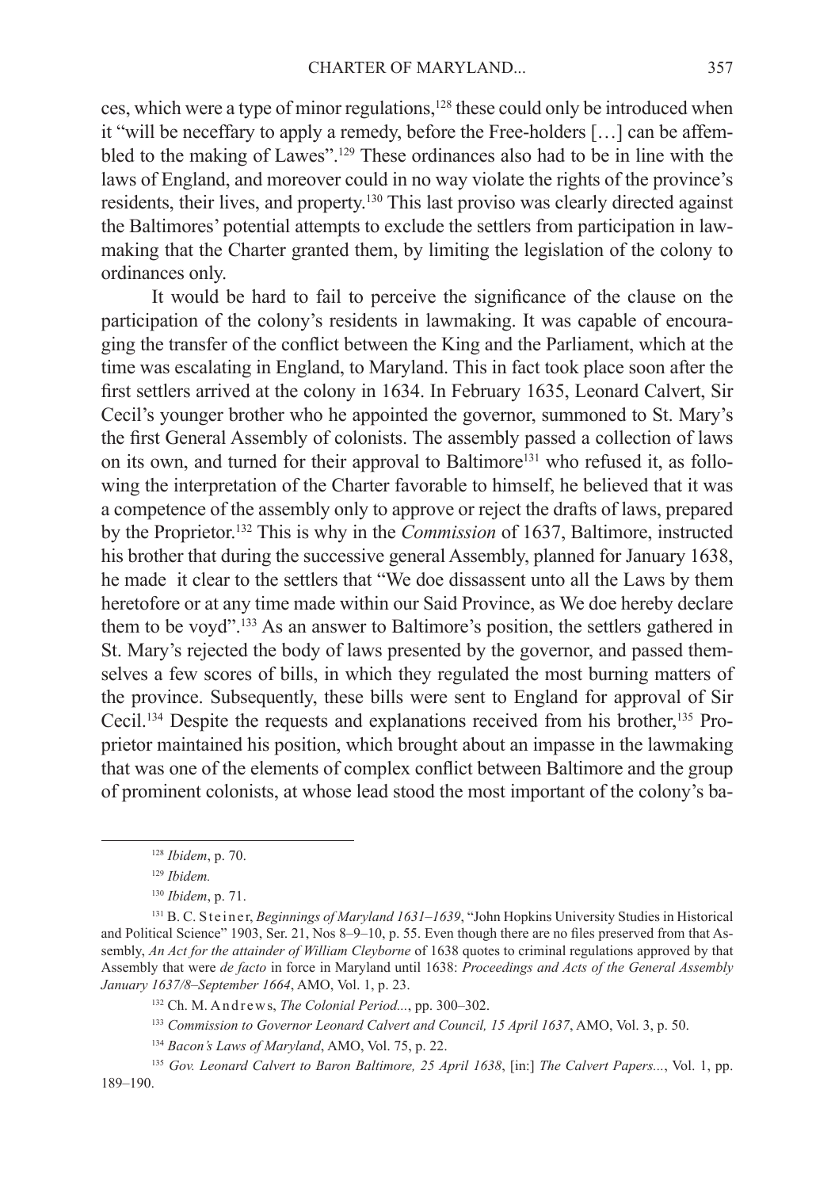ces, which were a type of minor regulations,[128] these could only be introduced when it "will be neceffary to apply a remedy, before the Free-holders […] can be affembled to the making of Lawes".[129] These ordinances also had to be in line with the laws of England, and moreover could in no way violate the rights of the province's residents, their lives, and property.[130] This last proviso was clearly directed against the Baltimores' potential attempts to exclude the settlers from participation in lawmaking that the Charter granted them, by limiting the legislation of the colony to ordinances only.

It would be hard to fail to perceive the significance of the clause on the participation of the colony's residents in lawmaking. It was capable of encouraging the transfer of the conflict between the King and the Parliament, which at the time was escalating in England, to Maryland. This in fact took place soon after the first settlers arrived at the colony in 1634. In February 1635, Leonard Calvert, Sir Cecil's younger brother who he appointed the governor, summoned to St. Mary's the first General Assembly of colonists. The assembly passed a collection of laws on its own, and turned for their approval to Baltimore[131] who refused it, as following the interpretation of the Charter favorable to himself, he believed that it was a competence of the assembly only to approve or reject the drafts of laws, prepared by the Proprietor.[132] This is why in the *Commission* of 1637, Baltimore, instructed his brother that during the successive general Assembly, planned for January 1638, he made it clear to the settlers that "We doe dissassent unto all the Laws by them heretofore or at any time made within our Said Province, as We doe hereby declare them to be voyd".[133] As an answer to Baltimore's position, the settlers gathered in St. Mary's rejected the body of laws presented by the governor, and passed themselves a few scores of bills, in which they regulated the most burning matters of the province. Subsequently, these bills were sent to England for approval of Sir Cecil.[134] Despite the requests and explanations received from his brother,[135] Proprietor maintained his position, which brought about an impasse in the lawmaking that was one of the elements of complex conflict between Baltimore and the group of prominent colonists, at whose lead stood the most important of the colony's ba-

---

[128] *Ibidem*, p. 70.

[129] *Ibidem.*

[130] *Ibidem*, p. 71.

[131] B. C. Steiner, *Beginnings of Maryland 1631–1639*, "John Hopkins University Studies in Historical and Political Science" 1903, Ser. 21, Nos 8–9–10, p. 55. Even though there are no files preserved from that Assembly, *An Act for the attainder of William Cleyborne* of 1638 quotes to criminal regulations approved by that Assembly that were *de facto* in force in Maryland until 1638: *Proceedings and Acts of the General Assembly January 1637/8–September 1664*, AMO, Vol. 1, p. 23.

[132] Ch. M. Andrews, *The Colonial Period...*, pp. 300–302.

[133] *Commission to Governor Leonard Calvert and Council, 15 April 1637*, AMO, Vol. 3, p. 50.

[134] *Bacon's Laws of Maryland*, AMO, Vol. 75, p. 22.

[135] *Gov. Leonard Calvert to Baron Baltimore, 25 April 1638*, [in:] *The Calvert Papers...*, Vol. 1, pp. 189–190.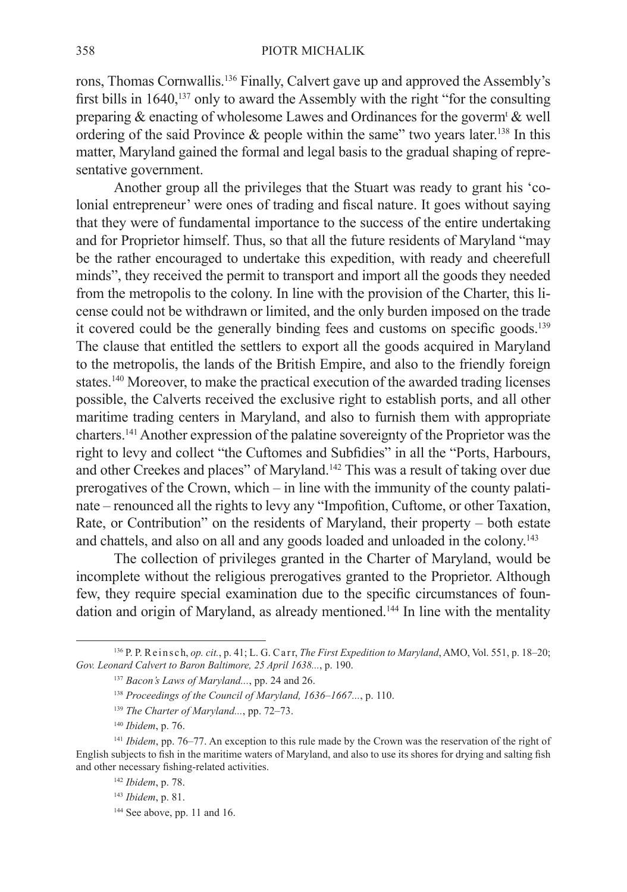rons, Thomas Cornwallis.[136] Finally, Calvert gave up and approved the Assembly's first bills in 1640,[137] only to award the Assembly with the right "for the consulting preparing & enacting of wholesome Lawes and Ordinances for the goverm[t] & well ordering of the said Province & people within the same" two years later.[138] In this matter, Maryland gained the formal and legal basis to the gradual shaping of representative government.

Another group all the privileges that the Stuart was ready to grant his 'colonial entrepreneur' were ones of trading and fiscal nature. It goes without saying that they were of fundamental importance to the success of the entire undertaking and for Proprietor himself. Thus, so that all the future residents of Maryland "may be the rather encouraged to undertake this expedition, with ready and cheerefull minds", they received the permit to transport and import all the goods they needed from the metropolis to the colony. In line with the provision of the Charter, this license could not be withdrawn or limited, and the only burden imposed on the trade it covered could be the generally binding fees and customs on specific goods.[139] The clause that entitled the settlers to export all the goods acquired in Maryland to the metropolis, the lands of the British Empire, and also to the friendly foreign states.[140] Moreover, to make the practical execution of the awarded trading licenses possible, the Calverts received the exclusive right to establish ports, and all other maritime trading centers in Maryland, and also to furnish them with appropriate charters.[141] Another expression of the palatine sovereignty of the Proprietor was the right to levy and collect "the Cuftomes and Subfidies" in all the "Ports, Harbours, and other Creekes and places" of Maryland.[142] This was a result of taking over due prerogatives of the Crown, which – in line with the immunity of the county palatinate – renounced all the rights to levy any "Impofition, Cuftome, or other Taxation, Rate, or Contribution" on the residents of Maryland, their property – both estate and chattels, and also on all and any goods loaded and unloaded in the colony.[143]

The collection of privileges granted in the Charter of Maryland, would be incomplete without the religious prerogatives granted to the Proprietor. Although few, they require special examination due to the specific circumstances of foundation and origin of Maryland, as already mentioned.[144] In line with the mentality

---

[136] P. P. Reinsch, *op. cit.*, p. 41; L. G. Carr, *The First Expedition to Maryland*, AMO, Vol. 551, p. 18–20; *Gov. Leonard Calvert to Baron Baltimore, 25 April 1638...*, p. 190.

[137] *Bacon's Laws of Maryland...*, pp. 24 and 26.

[138] *Proceedings of the Council of Maryland, 1636–1667...*, p. 110.

[139] *The Charter of Maryland...*, pp. 72–73.

[140] *Ibidem*, p. 76.

[141] *Ibidem*, pp. 76–77. An exception to this rule made by the Crown was the reservation of the right of English subjects to fish in the maritime waters of Maryland, and also to use its shores for drying and salting fish and other necessary fishing-related activities.

[142] *Ibidem*, p. 78.

[143] *Ibidem*, p. 81.

[144] See above, pp. 11 and 16.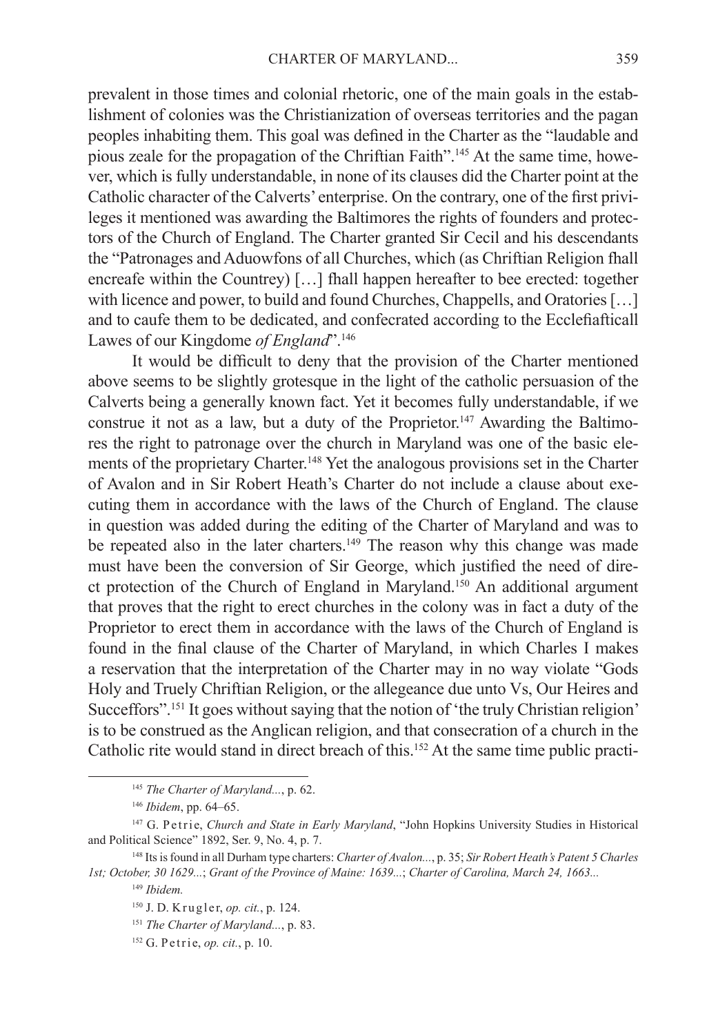prevalent in those times and colonial rhetoric, one of the main goals in the establishment of colonies was the Christianization of overseas territories and the pagan peoples inhabiting them. This goal was defined in the Charter as the "laudable and pious zeale for the propagation of the Chriftian Faith".[145] At the same time, however, which is fully understandable, in none of its clauses did the Charter point at the Catholic character of the Calverts' enterprise. On the contrary, one of the first privileges it mentioned was awarding the Baltimores the rights of founders and protectors of the Church of England. The Charter granted Sir Cecil and his descendants the "Patronages and Aduowfons of all Churches, which (as Chriftian Religion fhall encreafe within the Countrey) […] fhall happen hereafter to bee erected: together with licence and power, to build and found Churches, Chappells, and Oratories […] and to caufe them to be dedicated, and confecrated according to the Ecclefiafticall Lawes of our Kingdome *of England*".[146]

It would be difficult to deny that the provision of the Charter mentioned above seems to be slightly grotesque in the light of the catholic persuasion of the Calverts being a generally known fact. Yet it becomes fully understandable, if we construe it not as a law, but a duty of the Proprietor.[147] Awarding the Baltimores the right to patronage over the church in Maryland was one of the basic elements of the proprietary Charter.[148] Yet the analogous provisions set in the Charter of Avalon and in Sir Robert Heath's Charter do not include a clause about executing them in accordance with the laws of the Church of England. The clause in question was added during the editing of the Charter of Maryland and was to be repeated also in the later charters.[149] The reason why this change was made must have been the conversion of Sir George, which justified the need of direct protection of the Church of England in Maryland.[150] An additional argument that proves that the right to erect churches in the colony was in fact a duty of the Proprietor to erect them in accordance with the laws of the Church of England is found in the final clause of the Charter of Maryland, in which Charles I makes a reservation that the interpretation of the Charter may in no way violate "Gods Holy and Truely Chriftian Religion, or the allegeance due unto Vs, Our Heires and Succeffors".[151] It goes without saying that the notion of 'the truly Christian religion' is to be construed as the Anglican religion, and that consecration of a church in the Catholic rite would stand in direct breach of this.[152] At the same time public practi-

[145] *The Charter of Maryland...*, p. 62.

[146] *Ibidem*, pp. 64–65.

[147] G. Petrie, *Church and State in Early Maryland*, "John Hopkins University Studies in Historical and Political Science" 1892, Ser. 9, No. 4, p. 7.

[148] Its is found in all Durham type charters: *Charter of Avalon...*, p. 35; *Sir Robert Heath's Patent 5 Charles 1st; October, 30 1629...*; *Grant of the Province of Maine: 1639...*; *Charter of Carolina, March 24, 1663...*

[149] *Ibidem.*

[150] J. D. Krugler, *op. cit.*, p. 124.

[151] *The Charter of Maryland...*, p. 83.

[152] G. Petrie, *op. cit.*, p. 10.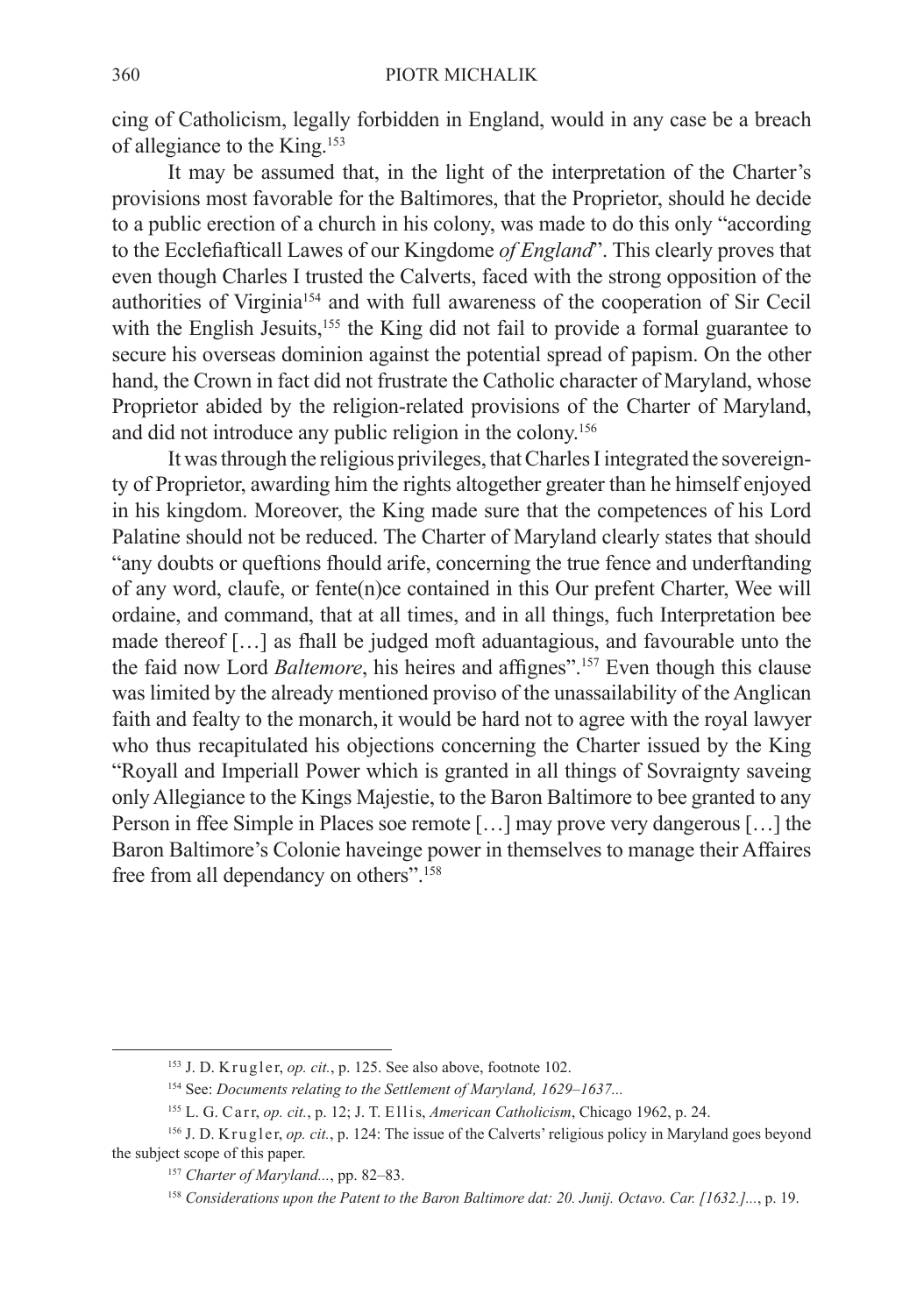cing of Catholicism, legally forbidden in England, would in any case be a breach of allegiance to the King.[153]

It may be assumed that, in the light of the interpretation of the Charter's provisions most favorable for the Baltimores, that the Proprietor, should he decide to a public erection of a church in his colony, was made to do this only "according to the Ecclefiafticall Lawes of our Kingdome *of England*". This clearly proves that even though Charles I trusted the Calverts, faced with the strong opposition of the authorities of Virginia[154] and with full awareness of the cooperation of Sir Cecil with the English Jesuits,[155] the King did not fail to provide a formal guarantee to secure his overseas dominion against the potential spread of papism. On the other hand, the Crown in fact did not frustrate the Catholic character of Maryland, whose Proprietor abided by the religion-related provisions of the Charter of Maryland, and did not introduce any public religion in the colony.[156]

It was through the religious privileges, that Charles I integrated the sovereignty of Proprietor, awarding him the rights altogether greater than he himself enjoyed in his kingdom. Moreover, the King made sure that the competences of his Lord Palatine should not be reduced. The Charter of Maryland clearly states that should "any doubts or queftions fhould arife, concerning the true fence and underftanding of any word, claufe, or fente(n)ce contained in this Our prefent Charter, Wee will ordaine, and command, that at all times, and in all things, fuch Interpretation bee made thereof […] as fhall be judged moft aduantagious, and favourable unto the the faid now Lord *Baltemore*, his heires and affignes".[157] Even though this clause was limited by the already mentioned proviso of the unassailability of the Anglican faith and fealty to the monarch, it would be hard not to agree with the royal lawyer who thus recapitulated his objections concerning the Charter issued by the King "Royall and Imperiall Power which is granted in all things of Sovraignty saveing only Allegiance to the Kings Majestie, to the Baron Baltimore to bee granted to any Person in ffee Simple in Places soe remote […] may prove very dangerous […] the Baron Baltimore's Colonie haveinge power in themselves to manage their Affaires free from all dependancy on others".[158]

---

[153] J. D. Krugler, *op. cit.*, p. 125. See also above, footnote 102.

[154] See: *Documents relating to the Settlement of Maryland, 1629–1637...*

[155] L. G. Carr, *op. cit.*, p. 12; J. T. Ellis, *American Catholicism*, Chicago 1962, p. 24.

[156] J. D. Krugler, *op. cit.*, p. 124: The issue of the Calverts' religious policy in Maryland goes beyond the subject scope of this paper.

[157] *Charter of Maryland...*, pp. 82–83.

[158] *Considerations upon the Patent to the Baron Baltimore dat: 20. Junij. Octavo. Car. [1632.]...*, p. 19.